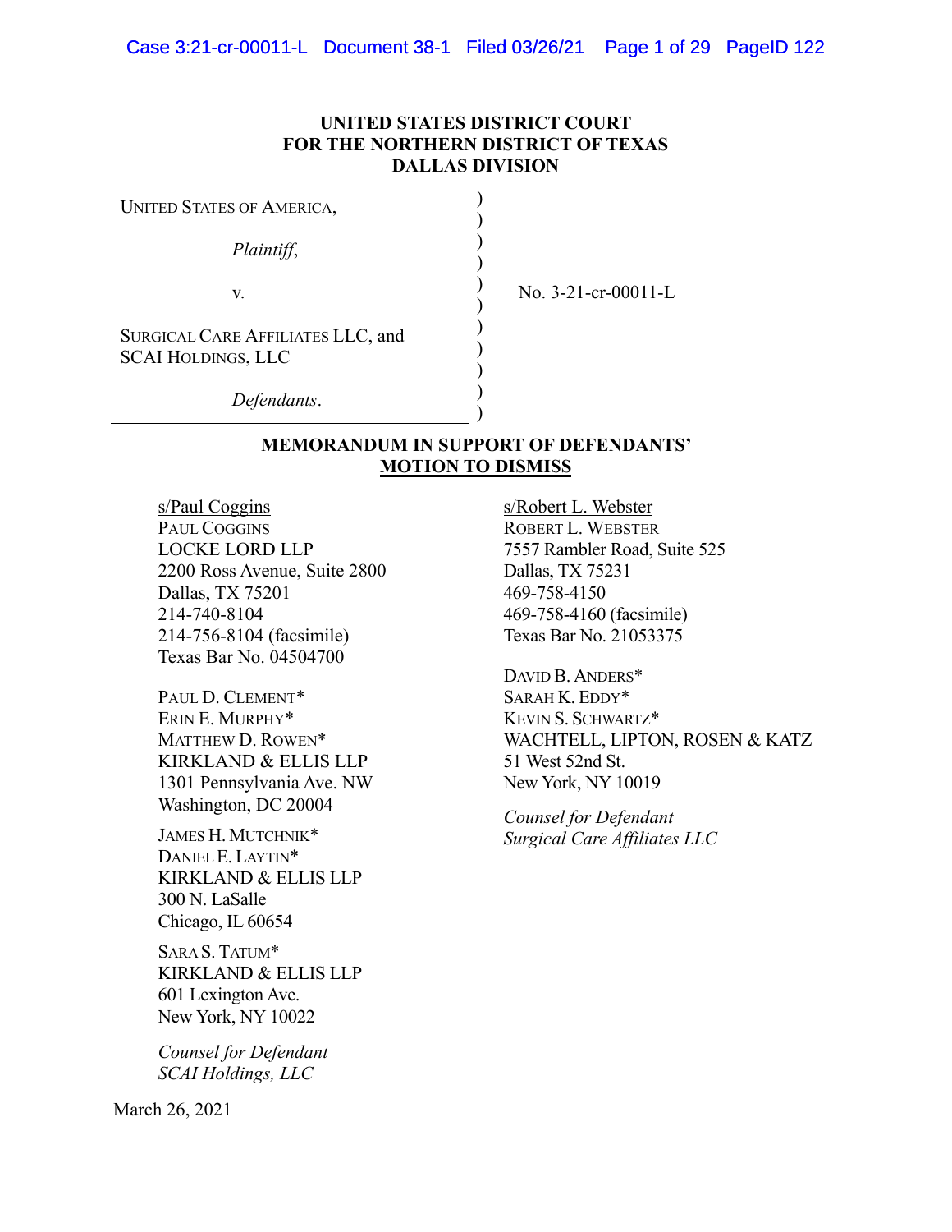**UNITED STATES DISTRICT COURT**
**FOR THE NORTHERN DISTRICT OF TEXAS**
**DALLAS DIVISION**

| | |
|---|---|
| UNITED STATES OF AMERICA,<br><br>*Plaintiff*,<br><br>v.<br><br>SURGICAL CARE AFFILIATES LLC, and SCAI HOLDINGS, LLC<br><br>*Defendants*. | No. 3-21-cr-00011-L |

**MEMORANDUM IN SUPPORT OF DEFENDANTS' MOTION TO DISMISS**

s/Paul Coggins
PAUL COGGINS
LOCKE LORD LLP
2200 Ross Avenue, Suite 2800
Dallas, TX 75201
214-740-8104
214-756-8104 (facsimile)
Texas Bar No. 04504700

PAUL D. CLEMENT*
ERIN E. MURPHY*
MATTHEW D. ROWEN*
KIRKLAND & ELLIS LLP
1301 Pennsylvania Ave. NW
Washington, DC 20004

JAMES H. MUTCHNIK*
DANIEL E. LAYTIN*
KIRKLAND & ELLIS LLP
300 N. LaSalle
Chicago, IL 60654

SARA S. TATUM*
KIRKLAND & ELLIS LLP
601 Lexington Ave.
New York, NY 10022

*Counsel for Defendant SCAI Holdings, LLC*

s/Robert L. Webster
ROBERT L. WEBSTER
7557 Rambler Road, Suite 525
Dallas, TX 75231
469-758-4150
469-758-4160 (facsimile)
Texas Bar No. 21053375

DAVID B. ANDERS*
SARAH K. EDDY*
KEVIN S. SCHWARTZ*
WACHTELL, LIPTON, ROSEN & KATZ
51 West 52nd St.
New York, NY 10019

*Counsel for Defendant Surgical Care Affiliates LLC*

March 26, 2021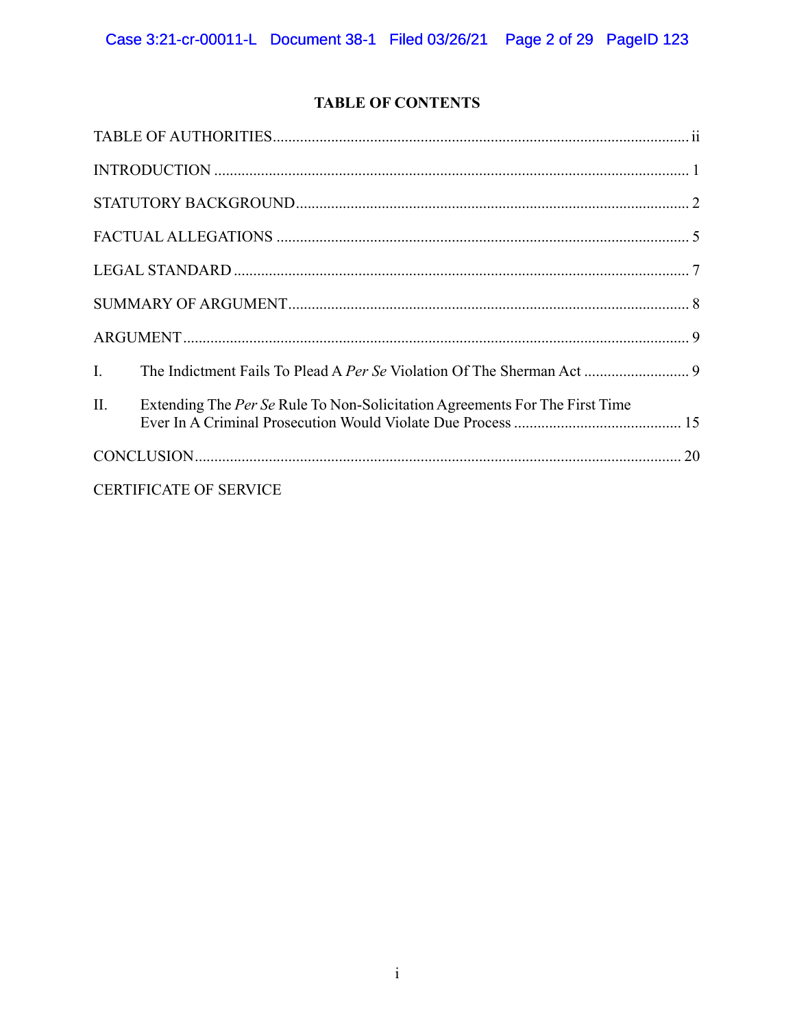## TABLE OF CONTENTS

TABLE OF AUTHORITIES ........................................................................................................ ii

INTRODUCTION ...................................................................................................................... 1

STATUTORY BACKGROUND ................................................................................................. 2

FACTUAL ALLEGATIONS ...................................................................................................... 5

LEGAL STANDARD ................................................................................................................. 7

SUMMARY OF ARGUMENT ................................................................................................... 8

ARGUMENT ............................................................................................................................. 9

I. The Indictment Fails To Plead A *Per Se* Violation Of The Sherman Act ......................... 9

II. Extending The *Per Se* Rule To Non-Solicitation Agreements For The First Time Ever In A Criminal Prosecution Would Violate Due Process ......................................... 15

CONCLUSION ......................................................................................................................... 20

CERTIFICATE OF SERVICE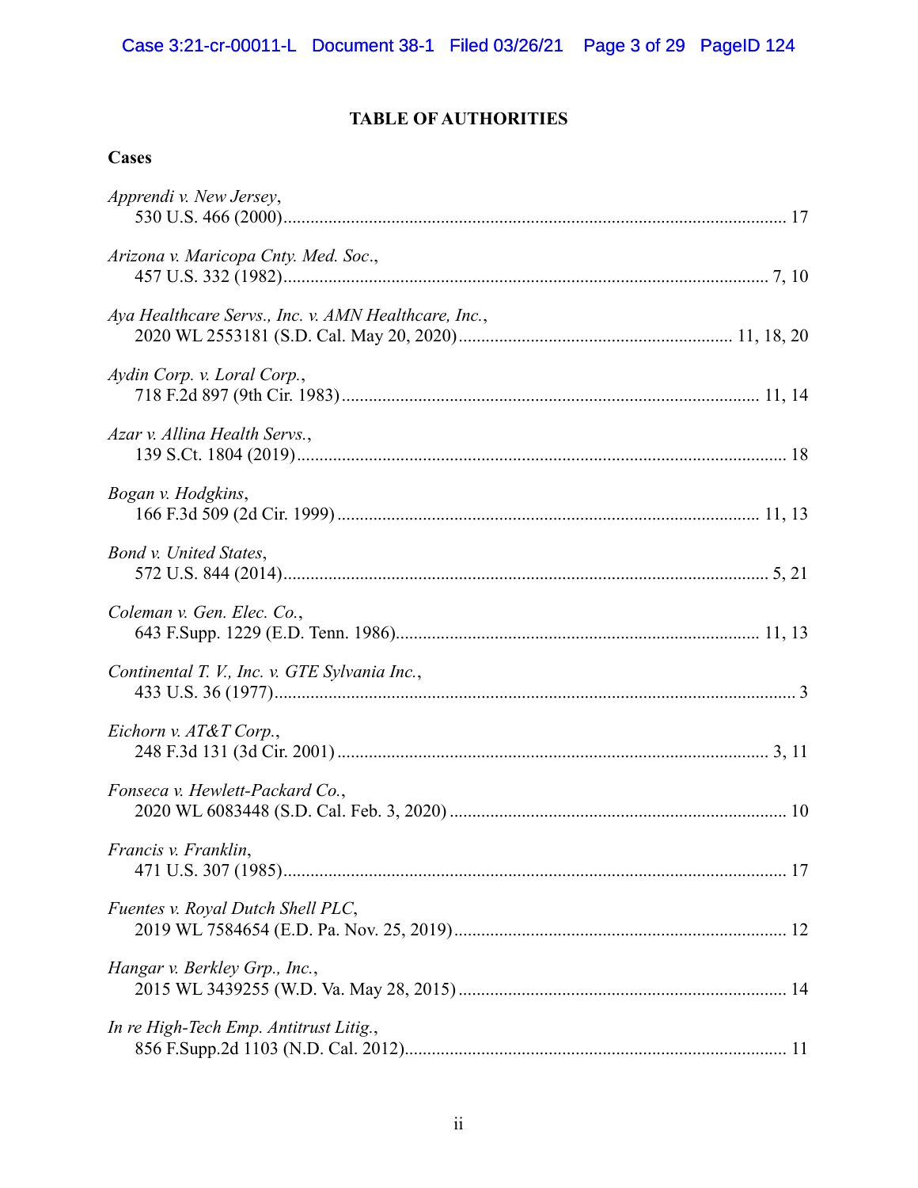## TABLE OF AUTHORITIES

### Cases

*Apprendi v. New Jersey*,
530 U.S. 466 (2000) .......... 17

*Arizona v. Maricopa Cnty. Med. Soc.*,
457 U.S. 332 (1982) .......... 7, 10

*Aya Healthcare Servs., Inc. v. AMN Healthcare, Inc.*,
2020 WL 2553181 (S.D. Cal. May 20, 2020) .......... 11, 18, 20

*Aydin Corp. v. Loral Corp.*,
718 F.2d 897 (9th Cir. 1983) .......... 11, 14

*Azar v. Allina Health Servs.*,
139 S.Ct. 1804 (2019) .......... 18

*Bogan v. Hodgkins*,
166 F.3d 509 (2d Cir. 1999) .......... 11, 13

*Bond v. United States*,
572 U.S. 844 (2014) .......... 5, 21

*Coleman v. Gen. Elec. Co.*,
643 F.Supp. 1229 (E.D. Tenn. 1986) .......... 11, 13

*Continental T. V., Inc. v. GTE Sylvania Inc.*,
433 U.S. 36 (1977) .......... 3

*Eichorn v. AT&T Corp.*,
248 F.3d 131 (3d Cir. 2001) .......... 3, 11

*Fonseca v. Hewlett-Packard Co.*,
2020 WL 6083448 (S.D. Cal. Feb. 3, 2020) .......... 10

*Francis v. Franklin*,
471 U.S. 307 (1985) .......... 17

*Fuentes v. Royal Dutch Shell PLC*,
2019 WL 7584654 (E.D. Pa. Nov. 25, 2019) .......... 12

*Hangar v. Berkley Grp., Inc.*,
2015 WL 3439255 (W.D. Va. May 28, 2015) .......... 14

*In re High-Tech Emp. Antitrust Litig.*,
856 F.Supp.2d 1103 (N.D. Cal. 2012) .......... 11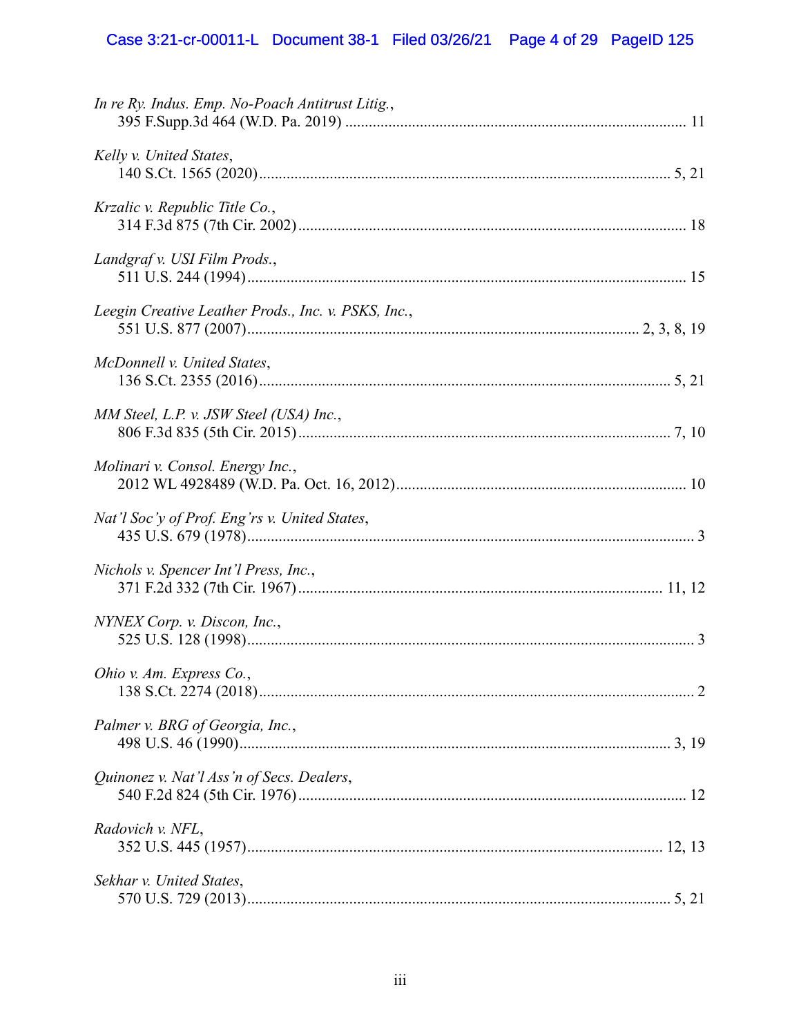*In re Ry. Indus. Emp. No-Poach Antitrust Litig.*,
395 F.Supp.3d 464 (W.D. Pa. 2019) ........................................................................................ 11

*Kelly v. United States*,
140 S.Ct. 1565 (2020)........................................................................................................... 5, 21

*Krzalic v. Republic Title Co.*,
314 F.3d 875 (7th Cir. 2002)..................................................................................................... 18

*Landgraf v. USI Film Prods.*,
511 U.S. 244 (1994)................................................................................................................. 15

*Leegin Creative Leather Prods., Inc. v. PSKS, Inc.*,
551 U.S. 877 (2007)..................................................................................................... 2, 3, 8, 19

*McDonnell v. United States*,
136 S.Ct. 2355 (2016)........................................................................................................... 5, 21

*MM Steel, L.P. v. JSW Steel (USA) Inc.*,
806 F.3d 835 (5th Cir. 2015)................................................................................................ 7, 10

*Molinari v. Consol. Energy Inc.*,
2012 WL 4928489 (W.D. Pa. Oct. 16, 2012)........................................................................... 10

*Nat'l Soc'y of Prof. Eng'rs v. United States*,
435 U.S. 679 (1978)................................................................................................................... 3

*Nichols v. Spencer Int'l Press, Inc.*,
371 F.2d 332 (7th Cir. 1967)............................................................................................. 11, 12

*NYNEX Corp. v. Discon, Inc.*,
525 U.S. 128 (1998)................................................................................................................... 3

*Ohio v. Am. Express Co.*,
138 S.Ct. 2274 (2018)................................................................................................................ 2

*Palmer v. BRG of Georgia, Inc.*,
498 U.S. 46 (1990)............................................................................................................... 3, 19

*Quinonez v. Nat'l Ass'n of Secs. Dealers*,
540 F.2d 824 (5th Cir. 1976).................................................................................................... 12

*Radovich v. NFL*,
352 U.S. 445 (1957)............................................................................................................ 12, 13

*Sekhar v. United States*,
570 U.S. 729 (2013)............................................................................................................. 5, 21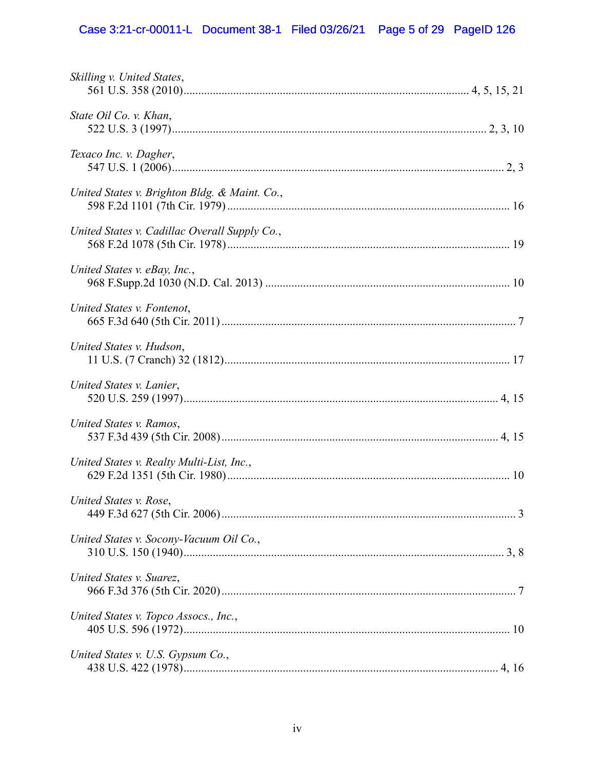*Skilling v. United States*,
561 U.S. 358 (2010) .................................................................................................... 4, 5, 15, 21

*State Oil Co. v. Khan*,
522 U.S. 3 (1997) ............................................................................................................ 2, 3, 10

*Texaco Inc. v. Dagher*,
547 U.S. 1 (2006) .................................................................................................................. 2, 3

*United States v. Brighton Bldg. & Maint. Co.*,
598 F.2d 1101 (7th Cir. 1979) ................................................................................................. 16

*United States v. Cadillac Overall Supply Co.*,
568 F.2d 1078 (5th Cir. 1978) ................................................................................................. 19

*United States v. eBay, Inc.*,
968 F.Supp.2d 1030 (N.D. Cal. 2013) .................................................................................... 10

*United States v. Fontenot*,
665 F.3d 640 (5th Cir. 2011) ..................................................................................................... 7

*United States v. Hudson*,
11 U.S. (7 Cranch) 32 (1812) .................................................................................................. 17

*United States v. Lanier*,
520 U.S. 259 (1997) ............................................................................................................ 4, 15

*United States v. Ramos*,
537 F.3d 439 (5th Cir. 2008) .............................................................................................. 4, 15

*United States v. Realty Multi-List, Inc.*,
629 F.2d 1351 (5th Cir. 1980) ................................................................................................. 10

*United States v. Rose*,
449 F.3d 627 (5th Cir. 2006) ..................................................................................................... 3

*United States v. Socony-Vacuum Oil Co.*,
310 U.S. 150 (1940) .............................................................................................................. 3, 8

*United States v. Suarez*,
966 F.3d 376 (5th Cir. 2020) ..................................................................................................... 7

*United States v. Topco Assocs., Inc.*,
405 U.S. 596 (1972) ................................................................................................................. 10

*United States v. U.S. Gypsum Co.*,
438 U.S. 422 (1978) ............................................................................................................ 4, 16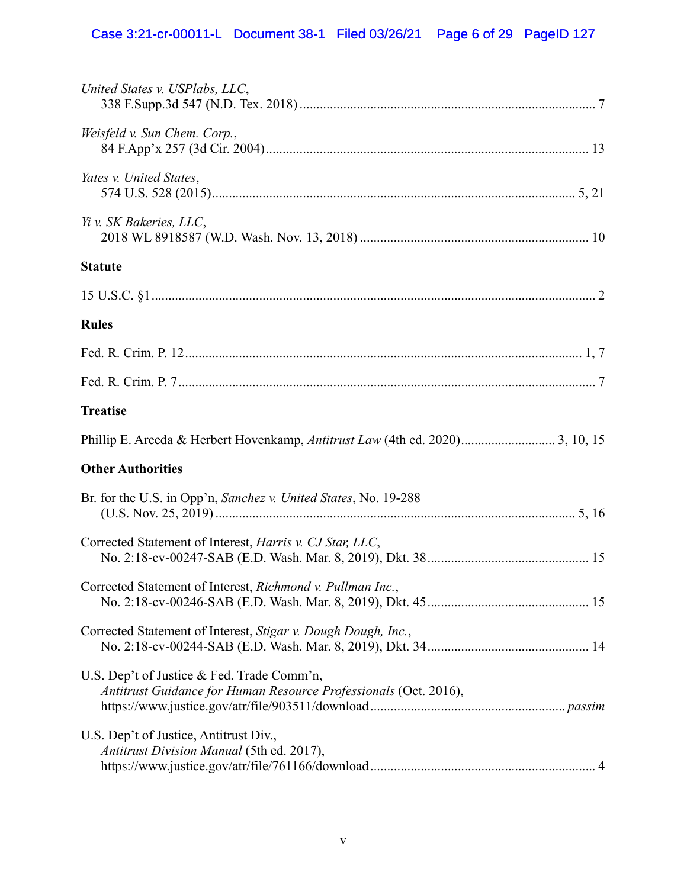*United States v. USPlabs, LLC*,
338 F.Supp.3d 547 (N.D. Tex. 2018) ........................................................................................ 7

*Weisfeld v. Sun Chem. Corp.*,
84 F.App'x 257 (3d Cir. 2004) ................................................................................................ 13

*Yates v. United States*,
574 U.S. 528 (2015) ........................................................................................................... 5, 21

*Yi v. SK Bakeries, LLC*,
2018 WL 8918587 (W.D. Wash. Nov. 13, 2018) .................................................................... 10

**Statute**

15 U.S.C. §1 ..................................................................................................................................... 2

**Rules**

Fed. R. Crim. P. 12 ...................................................................................................................... 1, 7

Fed. R. Crim. P. 7 ............................................................................................................................ 7

**Treatise**

Phillip E. Areeda & Herbert Hovenkamp, *Antitrust Law* (4th ed. 2020) ............................ 3, 10, 15

**Other Authorities**

Br. for the U.S. in Opp'n, *Sanchez v. United States*, No. 19-288
(U.S. Nov. 25, 2019) .......................................................................................................... 5, 16

Corrected Statement of Interest, *Harris v. CJ Star, LLC*,
No. 2:18-cv-00247-SAB (E.D. Wash. Mar. 8, 2019), Dkt. 38 ................................................ 15

Corrected Statement of Interest, *Richmond v. Pullman Inc.*,
No. 2:18-cv-00246-SAB (E.D. Wash. Mar. 8, 2019), Dkt. 45 ................................................ 15

Corrected Statement of Interest, *Stigar v. Dough Dough, Inc.*,
No. 2:18-cv-00244-SAB (E.D. Wash. Mar. 8, 2019), Dkt. 34 ................................................ 14

U.S. Dep't of Justice & Fed. Trade Comm'n,
*Antitrust Guidance for Human Resource Professionals* (Oct. 2016),
https://www.justice.gov/atr/file/903511/download ......................................................... *passim*

U.S. Dep't of Justice, Antitrust Div.,
*Antitrust Division Manual* (5th ed. 2017),
https://www.justice.gov/atr/file/761166/download .................................................................. 4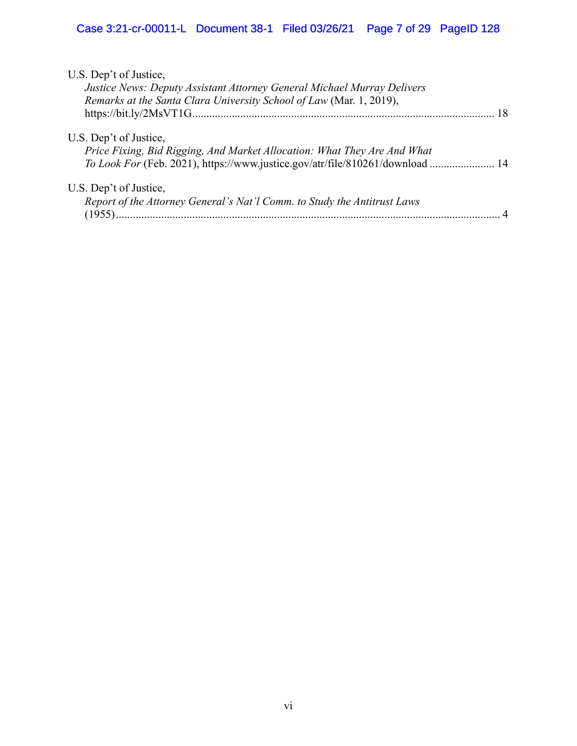U.S. Dep't of Justice,
*Justice News: Deputy Assistant Attorney General Michael Murray Delivers Remarks at the Santa Clara University School of Law* (Mar. 1, 2019), https://bit.ly/2MsVT1G ............................................................................................................ 18

U.S. Dep't of Justice,
*Price Fixing, Bid Rigging, And Market Allocation: What They Are And What To Look For* (Feb. 2021), https://www.justice.gov/atr/file/810261/download ....................... 14

U.S. Dep't of Justice,
*Report of the Attorney General's Nat'l Comm. to Study the Antitrust Laws* (1955) ....................................................................................................................... 4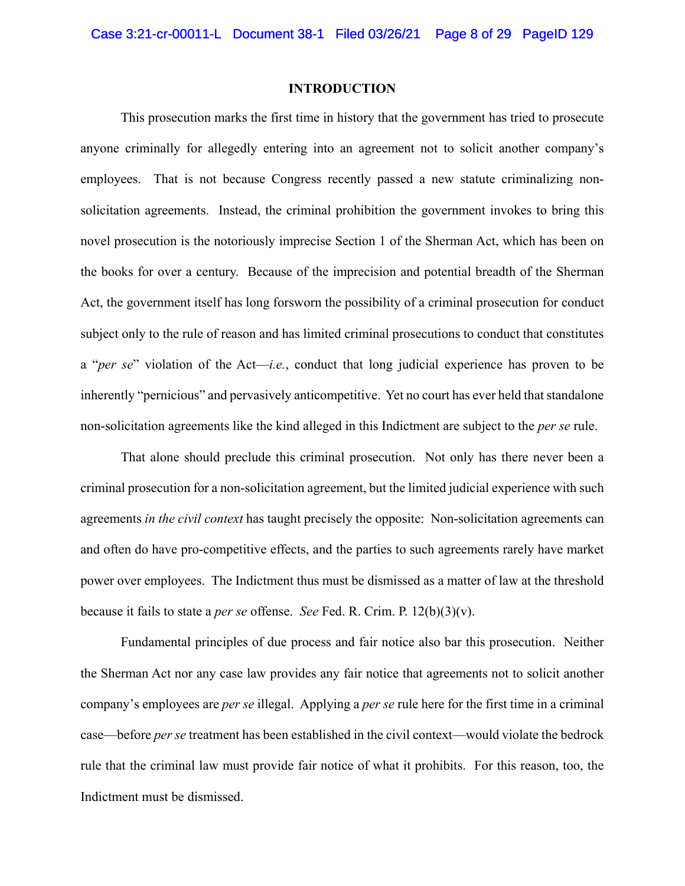**INTRODUCTION**

This prosecution marks the first time in history that the government has tried to prosecute anyone criminally for allegedly entering into an agreement not to solicit another company's employees. That is not because Congress recently passed a new statute criminalizing non-solicitation agreements. Instead, the criminal prohibition the government invokes to bring this novel prosecution is the notoriously imprecise Section 1 of the Sherman Act, which has been on the books for over a century. Because of the imprecision and potential breadth of the Sherman Act, the government itself has long forsworn the possibility of a criminal prosecution for conduct subject only to the rule of reason and has limited criminal prosecutions to conduct that constitutes a "*per se*" violation of the Act—*i.e.*, conduct that long judicial experience has proven to be inherently "pernicious" and pervasively anticompetitive. Yet no court has ever held that standalone non-solicitation agreements like the kind alleged in this Indictment are subject to the *per se* rule.

That alone should preclude this criminal prosecution. Not only has there never been a criminal prosecution for a non-solicitation agreement, but the limited judicial experience with such agreements *in the civil context* has taught precisely the opposite: Non-solicitation agreements can and often do have pro-competitive effects, and the parties to such agreements rarely have market power over employees. The Indictment thus must be dismissed as a matter of law at the threshold because it fails to state a *per se* offense. *See* Fed. R. Crim. P. 12(b)(3)(v).

Fundamental principles of due process and fair notice also bar this prosecution. Neither the Sherman Act nor any case law provides any fair notice that agreements not to solicit another company's employees are *per se* illegal. Applying a *per se* rule here for the first time in a criminal case—before *per se* treatment has been established in the civil context—would violate the bedrock rule that the criminal law must provide fair notice of what it prohibits. For this reason, too, the Indictment must be dismissed.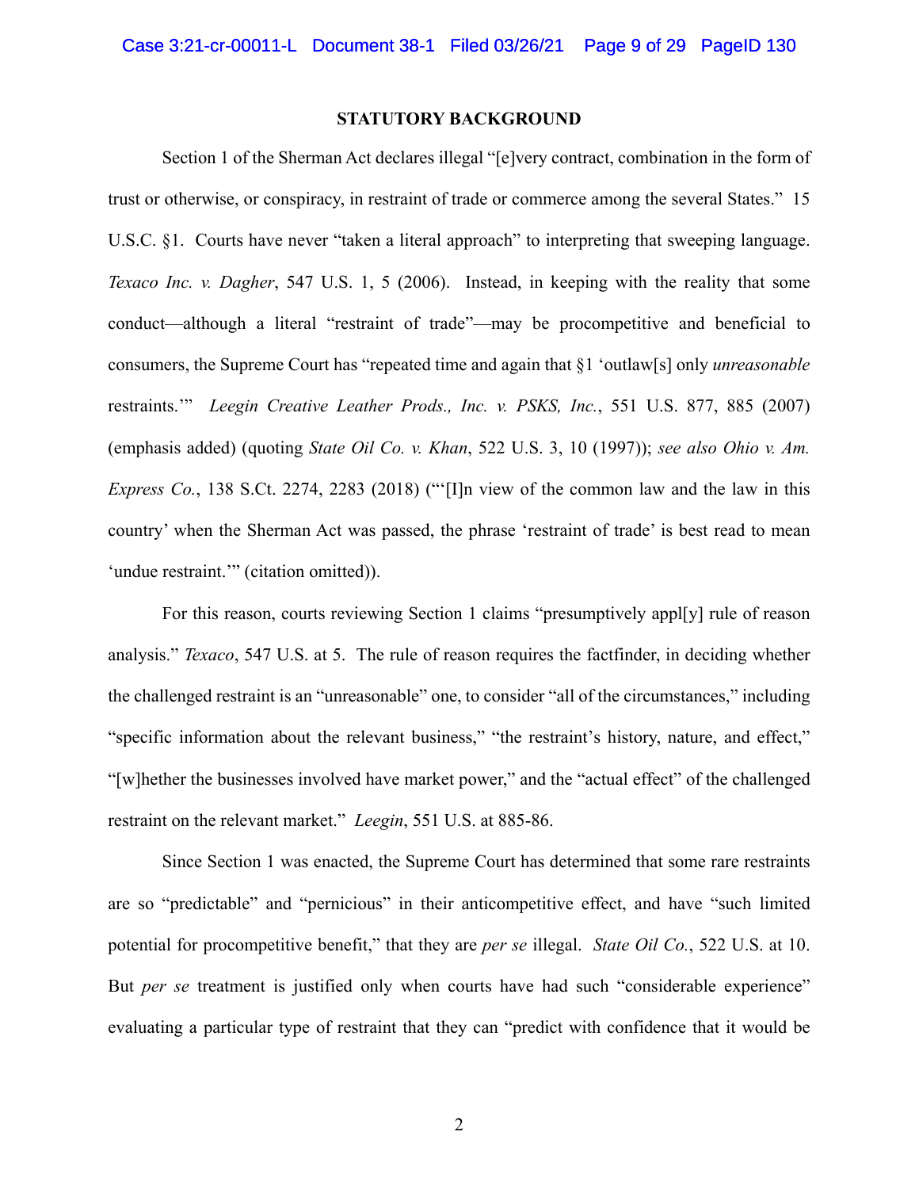**STATUTORY BACKGROUND**

Section 1 of the Sherman Act declares illegal "[e]very contract, combination in the form of trust or otherwise, or conspiracy, in restraint of trade or commerce among the several States." 15 U.S.C. §1. Courts have never "taken a literal approach" to interpreting that sweeping language. *Texaco Inc. v. Dagher*, 547 U.S. 1, 5 (2006). Instead, in keeping with the reality that some conduct—although a literal "restraint of trade"—may be procompetitive and beneficial to consumers, the Supreme Court has "repeated time and again that §1 'outlaw[s] only *unreasonable* restraints.'" *Leegin Creative Leather Prods., Inc. v. PSKS, Inc.*, 551 U.S. 877, 885 (2007) (emphasis added) (quoting *State Oil Co. v. Khan*, 522 U.S. 3, 10 (1997)); *see also Ohio v. Am. Express Co.*, 138 S.Ct. 2274, 2283 (2018) ("'[I]n view of the common law and the law in this country' when the Sherman Act was passed, the phrase 'restraint of trade' is best read to mean 'undue restraint.'" (citation omitted)).

For this reason, courts reviewing Section 1 claims "presumptively appl[y] rule of reason analysis." *Texaco*, 547 U.S. at 5. The rule of reason requires the factfinder, in deciding whether the challenged restraint is an "unreasonable" one, to consider "all of the circumstances," including "specific information about the relevant business," "the restraint's history, nature, and effect," "[w]hether the businesses involved have market power," and the "actual effect" of the challenged restraint on the relevant market." *Leegin*, 551 U.S. at 885-86.

Since Section 1 was enacted, the Supreme Court has determined that some rare restraints are so "predictable" and "pernicious" in their anticompetitive effect, and have "such limited potential for procompetitive benefit," that they are *per se* illegal. *State Oil Co.*, 522 U.S. at 10. But *per se* treatment is justified only when courts have had such "considerable experience" evaluating a particular type of restraint that they can "predict with confidence that it would be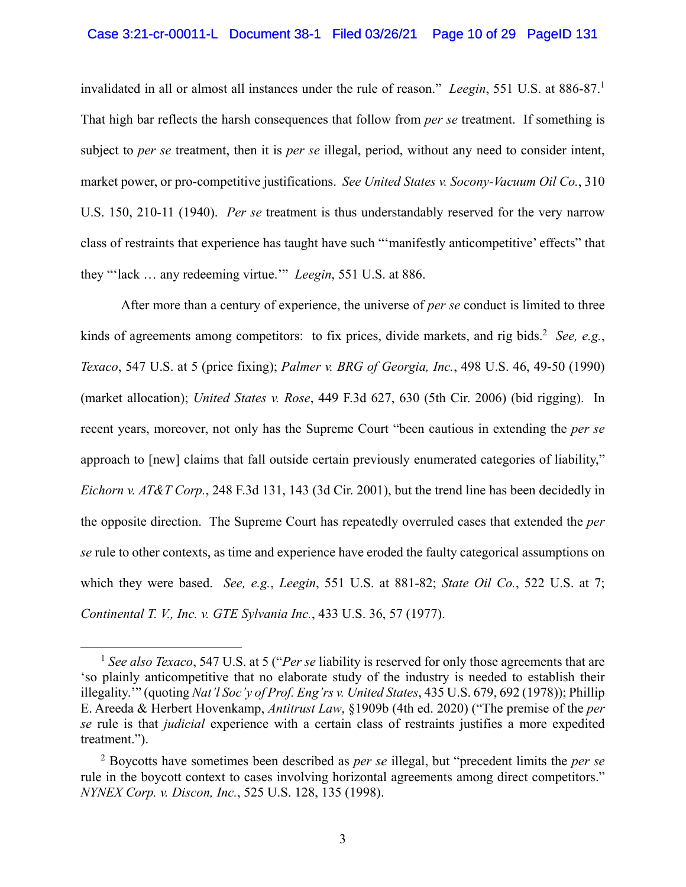invalidated in all or almost all instances under the rule of reason." *Leegin*, 551 U.S. at 886-87.[1] That high bar reflects the harsh consequences that follow from *per se* treatment. If something is subject to *per se* treatment, then it is *per se* illegal, period, without any need to consider intent, market power, or pro-competitive justifications. *See United States v. Socony-Vacuum Oil Co.*, 310 U.S. 150, 210-11 (1940). *Per se* treatment is thus understandably reserved for the very narrow class of restraints that experience has taught have such "'manifestly anticompetitive' effects" that they "'lack … any redeeming virtue.'" *Leegin*, 551 U.S. at 886.

After more than a century of experience, the universe of *per se* conduct is limited to three kinds of agreements among competitors: to fix prices, divide markets, and rig bids.[2] *See, e.g.*, *Texaco*, 547 U.S. at 5 (price fixing); *Palmer v. BRG of Georgia, Inc.*, 498 U.S. 46, 49-50 (1990) (market allocation); *United States v. Rose*, 449 F.3d 627, 630 (5th Cir. 2006) (bid rigging). In recent years, moreover, not only has the Supreme Court "been cautious in extending the *per se* approach to [new] claims that fall outside certain previously enumerated categories of liability," *Eichorn v. AT&T Corp.*, 248 F.3d 131, 143 (3d Cir. 2001), but the trend line has been decidedly in the opposite direction. The Supreme Court has repeatedly overruled cases that extended the *per se* rule to other contexts, as time and experience have eroded the faulty categorical assumptions on which they were based. *See, e.g.*, *Leegin*, 551 U.S. at 881-82; *State Oil Co.*, 522 U.S. at 7; *Continental T. V., Inc. v. GTE Sylvania Inc.*, 433 U.S. 36, 57 (1977).

---

[1] *See also Texaco*, 547 U.S. at 5 ("*Per se* liability is reserved for only those agreements that are 'so plainly anticompetitive that no elaborate study of the industry is needed to establish their illegality.'" (quoting *Nat'l Soc'y of Prof. Eng'rs v. United States*, 435 U.S. 679, 692 (1978)); Phillip E. Areeda & Herbert Hovenkamp, *Antitrust Law*, §1909b (4th ed. 2020) ("The premise of the *per se* rule is that *judicial* experience with a certain class of restraints justifies a more expedited treatment.").

[2] Boycotts have sometimes been described as *per se* illegal, but "precedent limits the *per se* rule in the boycott context to cases involving horizontal agreements among direct competitors." *NYNEX Corp. v. Discon, Inc.*, 525 U.S. 128, 135 (1998).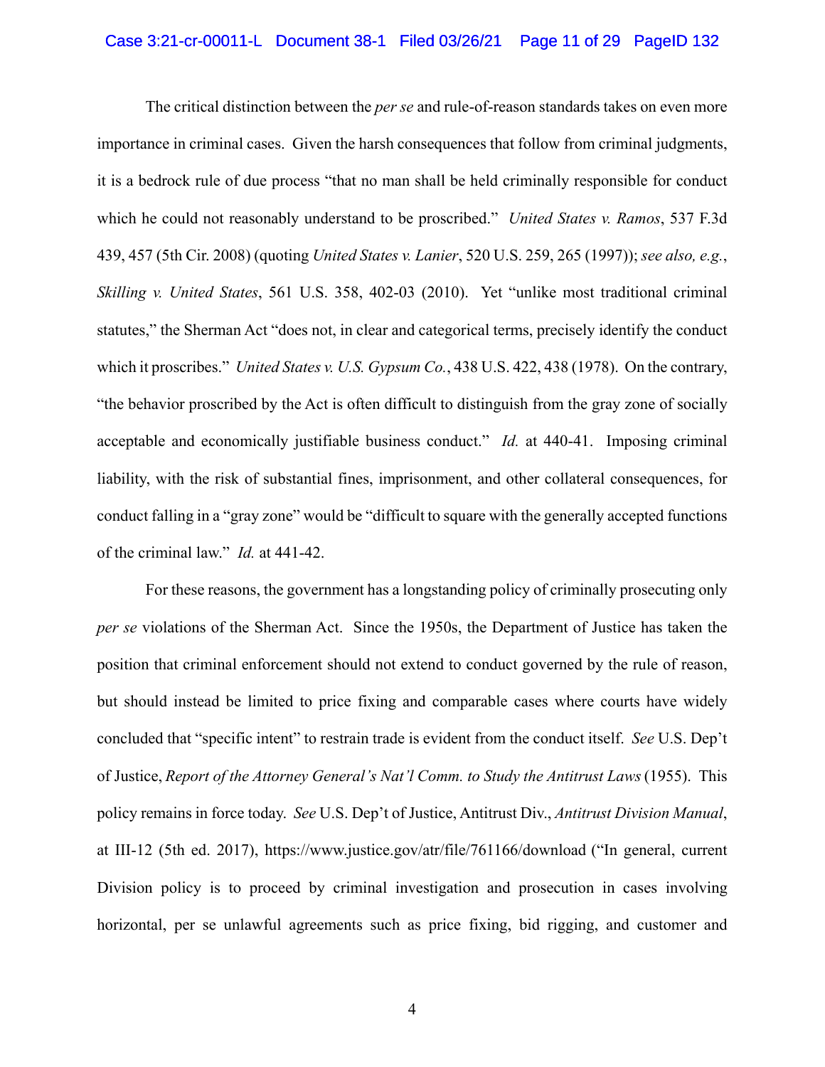The critical distinction between the *per se* and rule-of-reason standards takes on even more importance in criminal cases. Given the harsh consequences that follow from criminal judgments, it is a bedrock rule of due process "that no man shall be held criminally responsible for conduct which he could not reasonably understand to be proscribed." *United States v. Ramos*, 537 F.3d 439, 457 (5th Cir. 2008) (quoting *United States v. Lanier*, 520 U.S. 259, 265 (1997)); *see also, e.g.*, *Skilling v. United States*, 561 U.S. 358, 402-03 (2010). Yet "unlike most traditional criminal statutes," the Sherman Act "does not, in clear and categorical terms, precisely identify the conduct which it proscribes." *United States v. U.S. Gypsum Co.*, 438 U.S. 422, 438 (1978). On the contrary, "the behavior proscribed by the Act is often difficult to distinguish from the gray zone of socially acceptable and economically justifiable business conduct." *Id.* at 440-41. Imposing criminal liability, with the risk of substantial fines, imprisonment, and other collateral consequences, for conduct falling in a "gray zone" would be "difficult to square with the generally accepted functions of the criminal law." *Id.* at 441-42.

For these reasons, the government has a longstanding policy of criminally prosecuting only *per se* violations of the Sherman Act. Since the 1950s, the Department of Justice has taken the position that criminal enforcement should not extend to conduct governed by the rule of reason, but should instead be limited to price fixing and comparable cases where courts have widely concluded that "specific intent" to restrain trade is evident from the conduct itself. *See* U.S. Dep't of Justice, *Report of the Attorney General's Nat'l Comm. to Study the Antitrust Laws* (1955). This policy remains in force today. *See* U.S. Dep't of Justice, Antitrust Div., *Antitrust Division Manual*, at III-12 (5th ed. 2017), https://www.justice.gov/atr/file/761166/download ("In general, current Division policy is to proceed by criminal investigation and prosecution in cases involving horizontal, per se unlawful agreements such as price fixing, bid rigging, and customer and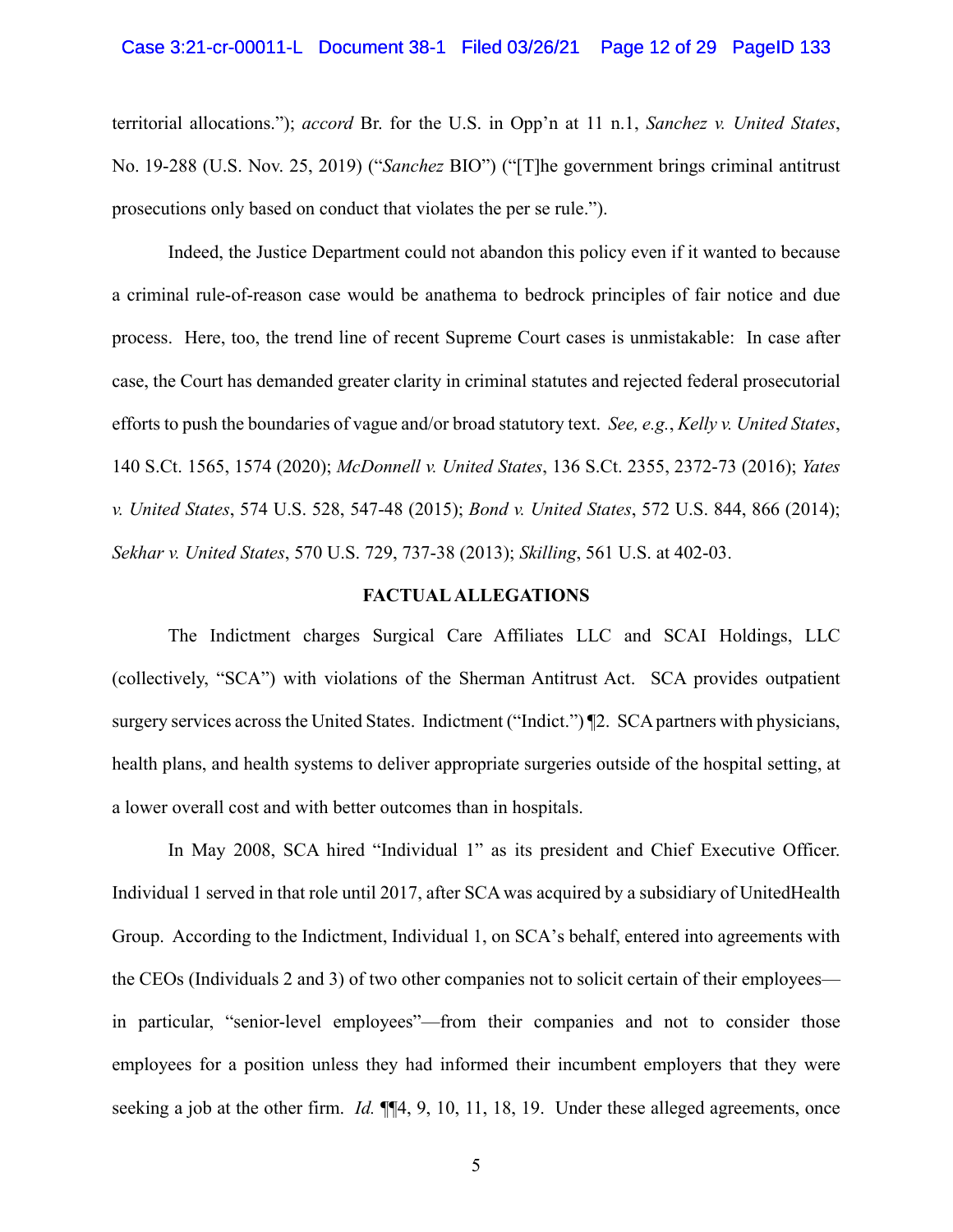territorial allocations."); *accord* Br. for the U.S. in Opp'n at 11 n.1, *Sanchez v. United States*, No. 19-288 (U.S. Nov. 25, 2019) ("*Sanchez* BIO") ("[T]he government brings criminal antitrust prosecutions only based on conduct that violates the per se rule.").

Indeed, the Justice Department could not abandon this policy even if it wanted to because a criminal rule-of-reason case would be anathema to bedrock principles of fair notice and due process. Here, too, the trend line of recent Supreme Court cases is unmistakable: In case after case, the Court has demanded greater clarity in criminal statutes and rejected federal prosecutorial efforts to push the boundaries of vague and/or broad statutory text. *See, e.g.*, *Kelly v. United States*, 140 S.Ct. 1565, 1574 (2020); *McDonnell v. United States*, 136 S.Ct. 2355, 2372-73 (2016); *Yates v. United States*, 574 U.S. 528, 547-48 (2015); *Bond v. United States*, 572 U.S. 844, 866 (2014); *Sekhar v. United States*, 570 U.S. 729, 737-38 (2013); *Skilling*, 561 U.S. at 402-03.

## FACTUAL ALLEGATIONS

The Indictment charges Surgical Care Affiliates LLC and SCAI Holdings, LLC (collectively, "SCA") with violations of the Sherman Antitrust Act. SCA provides outpatient surgery services across the United States. Indictment ("Indict.") ¶2. SCA partners with physicians, health plans, and health systems to deliver appropriate surgeries outside of the hospital setting, at a lower overall cost and with better outcomes than in hospitals.

In May 2008, SCA hired "Individual 1" as its president and Chief Executive Officer. Individual 1 served in that role until 2017, after SCA was acquired by a subsidiary of UnitedHealth Group. According to the Indictment, Individual 1, on SCA's behalf, entered into agreements with the CEOs (Individuals 2 and 3) of two other companies not to solicit certain of their employees—in particular, "senior-level employees"—from their companies and not to consider those employees for a position unless they had informed their incumbent employers that they were seeking a job at the other firm. *Id.* ¶¶4, 9, 10, 11, 18, 19. Under these alleged agreements, once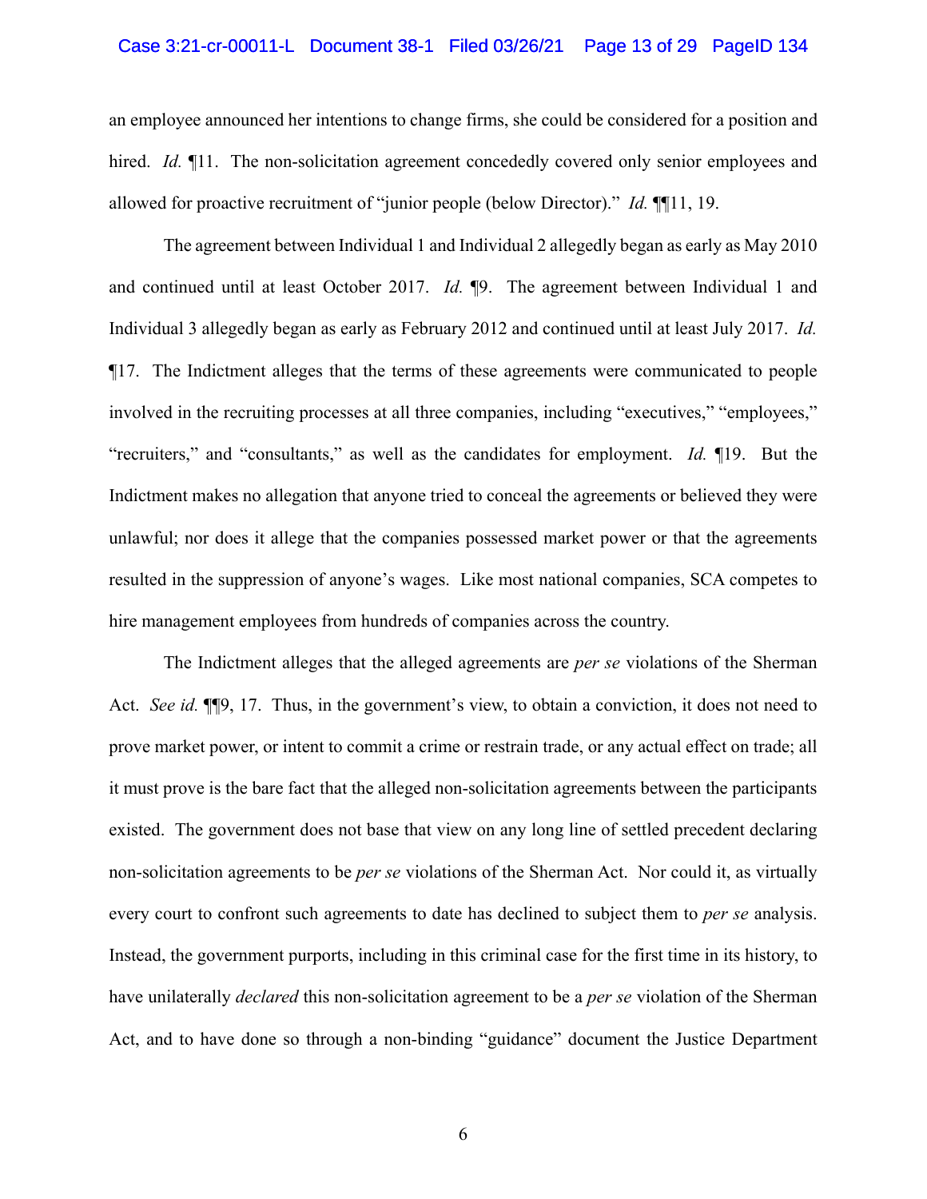an employee announced her intentions to change firms, she could be considered for a position and hired. *Id.* ¶11. The non-solicitation agreement concededly covered only senior employees and allowed for proactive recruitment of "junior people (below Director)." *Id.* ¶¶11, 19.

The agreement between Individual 1 and Individual 2 allegedly began as early as May 2010 and continued until at least October 2017. *Id.* ¶9. The agreement between Individual 1 and Individual 3 allegedly began as early as February 2012 and continued until at least July 2017. *Id.* ¶17. The Indictment alleges that the terms of these agreements were communicated to people involved in the recruiting processes at all three companies, including "executives," "employees," "recruiters," and "consultants," as well as the candidates for employment. *Id.* ¶19. But the Indictment makes no allegation that anyone tried to conceal the agreements or believed they were unlawful; nor does it allege that the companies possessed market power or that the agreements resulted in the suppression of anyone's wages. Like most national companies, SCA competes to hire management employees from hundreds of companies across the country.

The Indictment alleges that the alleged agreements are *per se* violations of the Sherman Act. *See id.* ¶¶9, 17. Thus, in the government's view, to obtain a conviction, it does not need to prove market power, or intent to commit a crime or restrain trade, or any actual effect on trade; all it must prove is the bare fact that the alleged non-solicitation agreements between the participants existed. The government does not base that view on any long line of settled precedent declaring non-solicitation agreements to be *per se* violations of the Sherman Act. Nor could it, as virtually every court to confront such agreements to date has declined to subject them to *per se* analysis. Instead, the government purports, including in this criminal case for the first time in its history, to have unilaterally *declared* this non-solicitation agreement to be a *per se* violation of the Sherman Act, and to have done so through a non-binding "guidance" document the Justice Department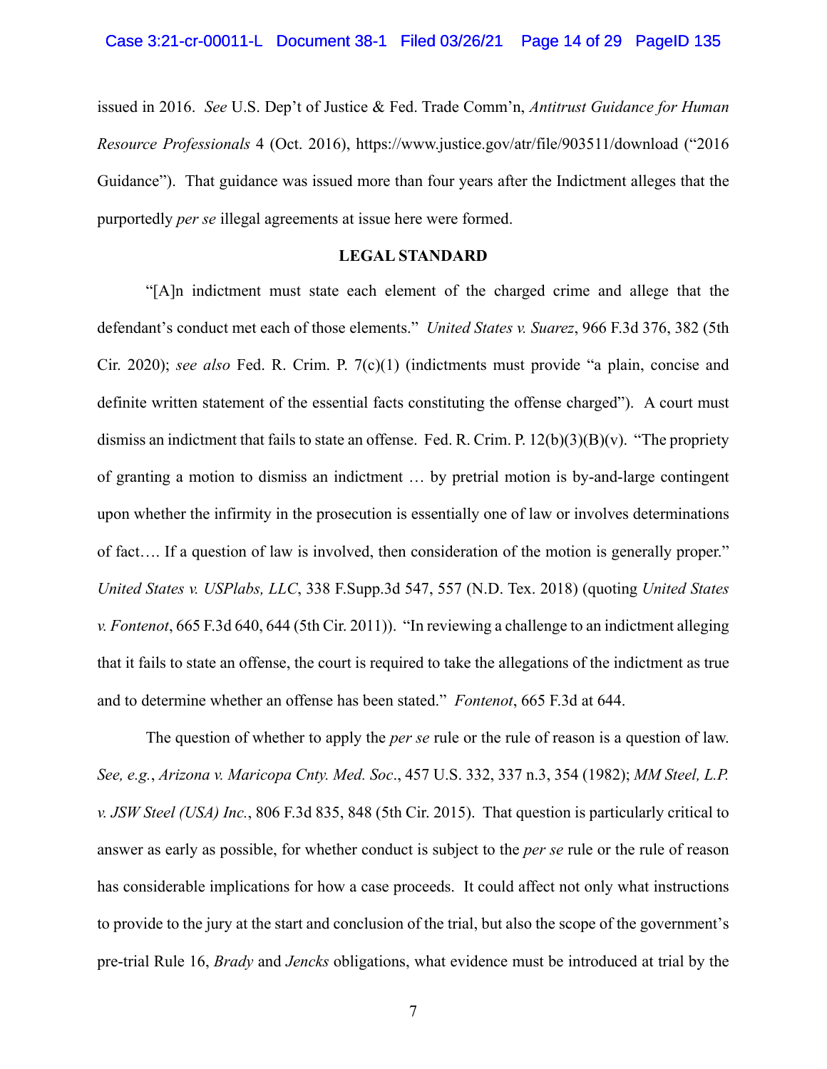issued in 2016. *See* U.S. Dep't of Justice & Fed. Trade Comm'n, *Antitrust Guidance for Human Resource Professionals* 4 (Oct. 2016), https://www.justice.gov/atr/file/903511/download ("2016 Guidance"). That guidance was issued more than four years after the Indictment alleges that the purportedly *per se* illegal agreements at issue here were formed.

## LEGAL STANDARD

"[A]n indictment must state each element of the charged crime and allege that the defendant's conduct met each of those elements." *United States v. Suarez*, 966 F.3d 376, 382 (5th Cir. 2020); *see also* Fed. R. Crim. P. 7(c)(1) (indictments must provide "a plain, concise and definite written statement of the essential facts constituting the offense charged"). A court must dismiss an indictment that fails to state an offense. Fed. R. Crim. P. 12(b)(3)(B)(v). "The propriety of granting a motion to dismiss an indictment … by pretrial motion is by-and-large contingent upon whether the infirmity in the prosecution is essentially one of law or involves determinations of fact…. If a question of law is involved, then consideration of the motion is generally proper." *United States v. USPlabs, LLC*, 338 F.Supp.3d 547, 557 (N.D. Tex. 2018) (quoting *United States v. Fontenot*, 665 F.3d 640, 644 (5th Cir. 2011)). "In reviewing a challenge to an indictment alleging that it fails to state an offense, the court is required to take the allegations of the indictment as true and to determine whether an offense has been stated." *Fontenot*, 665 F.3d at 644.

The question of whether to apply the *per se* rule or the rule of reason is a question of law. *See, e.g.*, *Arizona v. Maricopa Cnty. Med. Soc*., 457 U.S. 332, 337 n.3, 354 (1982); *MM Steel, L.P. v. JSW Steel (USA) Inc.*, 806 F.3d 835, 848 (5th Cir. 2015). That question is particularly critical to answer as early as possible, for whether conduct is subject to the *per se* rule or the rule of reason has considerable implications for how a case proceeds. It could affect not only what instructions to provide to the jury at the start and conclusion of the trial, but also the scope of the government's pre-trial Rule 16, *Brady* and *Jencks* obligations, what evidence must be introduced at trial by the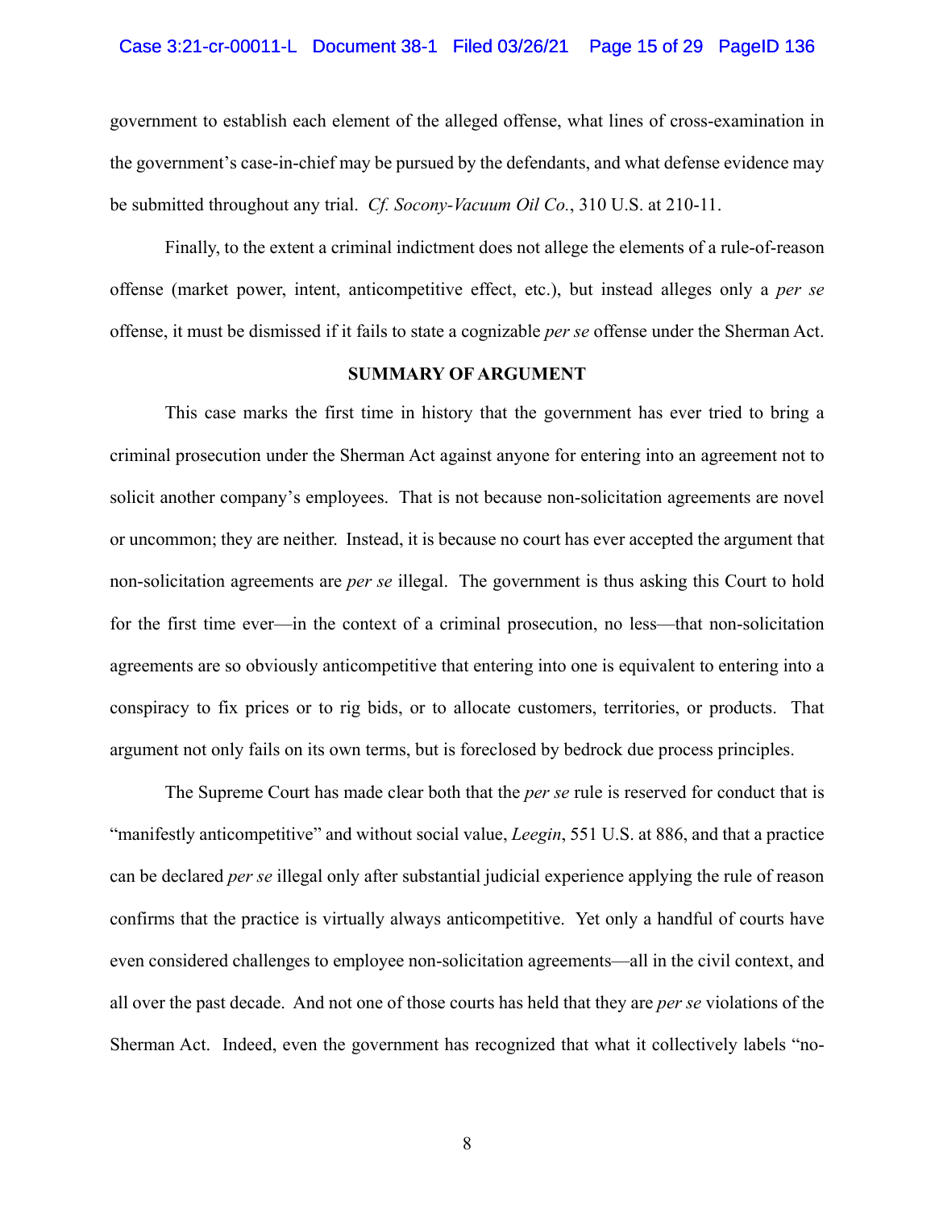government to establish each element of the alleged offense, what lines of cross-examination in the government's case-in-chief may be pursued by the defendants, and what defense evidence may be submitted throughout any trial. *Cf. Socony-Vacuum Oil Co.*, 310 U.S. at 210-11.

Finally, to the extent a criminal indictment does not allege the elements of a rule-of-reason offense (market power, intent, anticompetitive effect, etc.), but instead alleges only a *per se* offense, it must be dismissed if it fails to state a cognizable *per se* offense under the Sherman Act.

## SUMMARY OF ARGUMENT

This case marks the first time in history that the government has ever tried to bring a criminal prosecution under the Sherman Act against anyone for entering into an agreement not to solicit another company's employees. That is not because non-solicitation agreements are novel or uncommon; they are neither. Instead, it is because no court has ever accepted the argument that non-solicitation agreements are *per se* illegal. The government is thus asking this Court to hold for the first time ever—in the context of a criminal prosecution, no less—that non-solicitation agreements are so obviously anticompetitive that entering into one is equivalent to entering into a conspiracy to fix prices or to rig bids, or to allocate customers, territories, or products. That argument not only fails on its own terms, but is foreclosed by bedrock due process principles.

The Supreme Court has made clear both that the *per se* rule is reserved for conduct that is "manifestly anticompetitive" and without social value, *Leegin*, 551 U.S. at 886, and that a practice can be declared *per se* illegal only after substantial judicial experience applying the rule of reason confirms that the practice is virtually always anticompetitive. Yet only a handful of courts have even considered challenges to employee non-solicitation agreements—all in the civil context, and all over the past decade. And not one of those courts has held that they are *per se* violations of the Sherman Act. Indeed, even the government has recognized that what it collectively labels "no-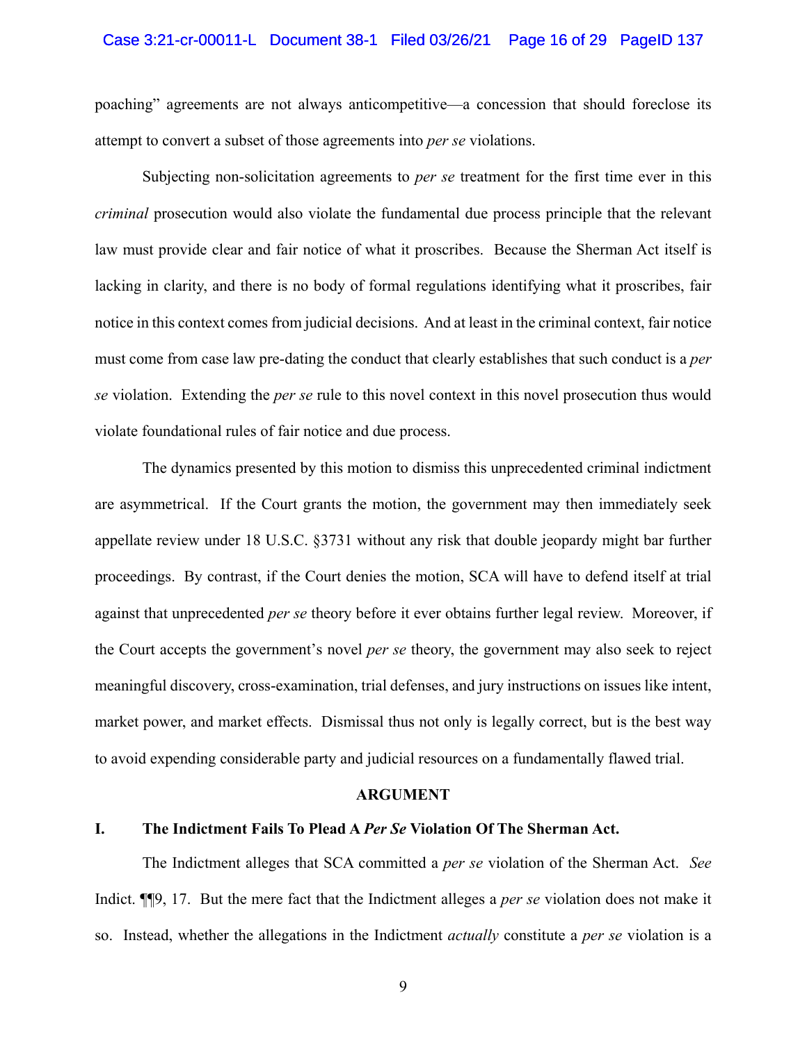poaching" agreements are not always anticompetitive—a concession that should foreclose its attempt to convert a subset of those agreements into *per se* violations.

Subjecting non-solicitation agreements to *per se* treatment for the first time ever in this *criminal* prosecution would also violate the fundamental due process principle that the relevant law must provide clear and fair notice of what it proscribes. Because the Sherman Act itself is lacking in clarity, and there is no body of formal regulations identifying what it proscribes, fair notice in this context comes from judicial decisions. And at least in the criminal context, fair notice must come from case law pre-dating the conduct that clearly establishes that such conduct is a *per se* violation. Extending the *per se* rule to this novel context in this novel prosecution thus would violate foundational rules of fair notice and due process.

The dynamics presented by this motion to dismiss this unprecedented criminal indictment are asymmetrical. If the Court grants the motion, the government may then immediately seek appellate review under 18 U.S.C. §3731 without any risk that double jeopardy might bar further proceedings. By contrast, if the Court denies the motion, SCA will have to defend itself at trial against that unprecedented *per se* theory before it ever obtains further legal review. Moreover, if the Court accepts the government's novel *per se* theory, the government may also seek to reject meaningful discovery, cross-examination, trial defenses, and jury instructions on issues like intent, market power, and market effects. Dismissal thus not only is legally correct, but is the best way to avoid expending considerable party and judicial resources on a fundamentally flawed trial.

## ARGUMENT

### I. The Indictment Fails To Plead A *Per Se* Violation Of The Sherman Act.

The Indictment alleges that SCA committed a *per se* violation of the Sherman Act. *See* Indict. ¶¶9, 17. But the mere fact that the Indictment alleges a *per se* violation does not make it so. Instead, whether the allegations in the Indictment *actually* constitute a *per se* violation is a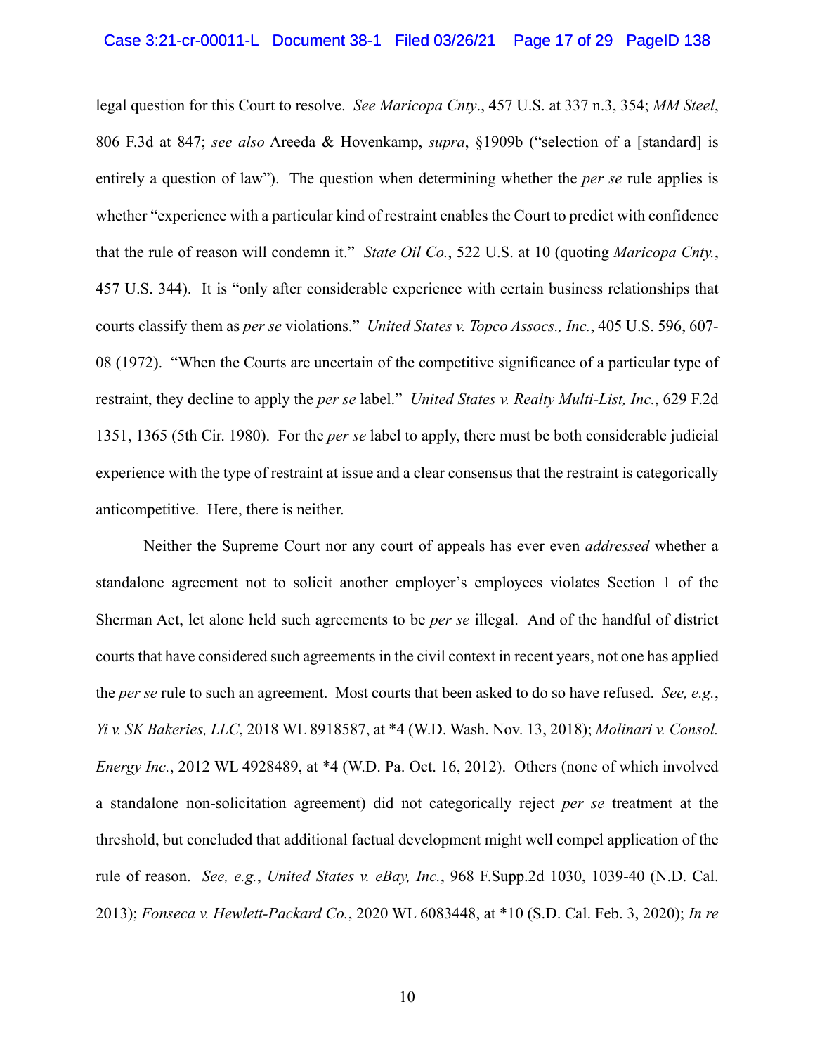legal question for this Court to resolve. *See Maricopa Cnty*., 457 U.S. at 337 n.3, 354; *MM Steel*, 806 F.3d at 847; *see also* Areeda & Hovenkamp, *supra*, §1909b ("selection of a [standard] is entirely a question of law"). The question when determining whether the *per se* rule applies is whether "experience with a particular kind of restraint enables the Court to predict with confidence that the rule of reason will condemn it." *State Oil Co.*, 522 U.S. at 10 (quoting *Maricopa Cnty.*, 457 U.S. 344). It is "only after considerable experience with certain business relationships that courts classify them as *per se* violations." *United States v. Topco Assocs., Inc.*, 405 U.S. 596, 607-08 (1972). "When the Courts are uncertain of the competitive significance of a particular type of restraint, they decline to apply the *per se* label." *United States v. Realty Multi-List, Inc.*, 629 F.2d 1351, 1365 (5th Cir. 1980). For the *per se* label to apply, there must be both considerable judicial experience with the type of restraint at issue and a clear consensus that the restraint is categorically anticompetitive. Here, there is neither.

Neither the Supreme Court nor any court of appeals has ever even *addressed* whether a standalone agreement not to solicit another employer's employees violates Section 1 of the Sherman Act, let alone held such agreements to be *per se* illegal. And of the handful of district courts that have considered such agreements in the civil context in recent years, not one has applied the *per se* rule to such an agreement. Most courts that been asked to do so have refused. *See, e.g.*, *Yi v. SK Bakeries, LLC*, 2018 WL 8918587, at *4 (W.D. Wash. Nov. 13, 2018); *Molinari v. Consol. Energy Inc.*, 2012 WL 4928489, at *4 (W.D. Pa. Oct. 16, 2012). Others (none of which involved a standalone non-solicitation agreement) did not categorically reject *per se* treatment at the threshold, but concluded that additional factual development might well compel application of the rule of reason. *See, e.g.*, *United States v. eBay, Inc.*, 968 F.Supp.2d 1030, 1039-40 (N.D. Cal. 2013); *Fonseca v. Hewlett-Packard Co.*, 2020 WL 6083448, at *10 (S.D. Cal. Feb. 3, 2020); *In re*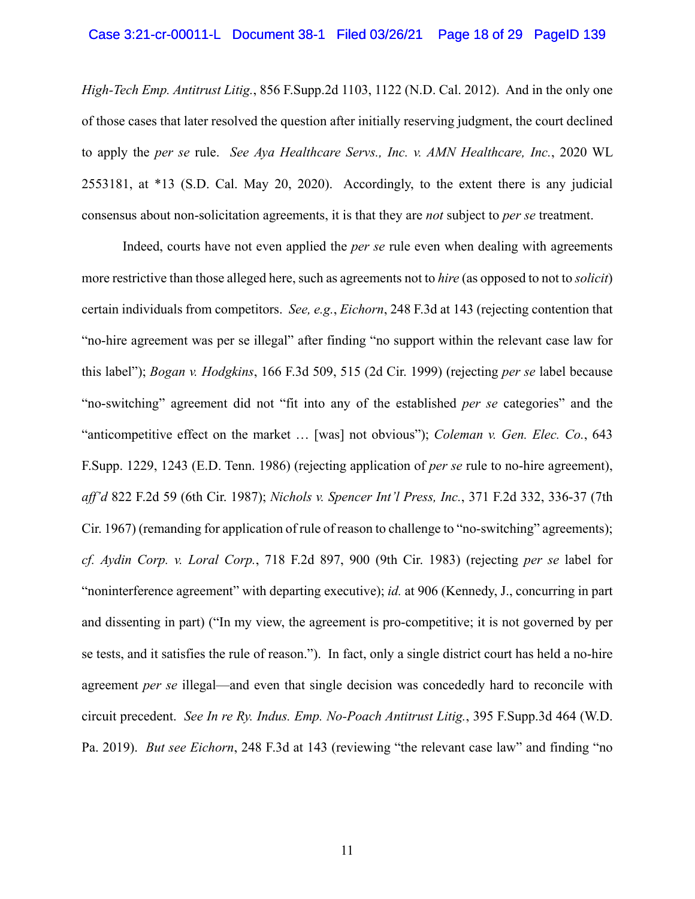*High-Tech Emp. Antitrust Litig.*, 856 F.Supp.2d 1103, 1122 (N.D. Cal. 2012). And in the only one of those cases that later resolved the question after initially reserving judgment, the court declined to apply the *per se* rule. *See Aya Healthcare Servs., Inc. v. AMN Healthcare, Inc.*, 2020 WL 2553181, at *13 (S.D. Cal. May 20, 2020). Accordingly, to the extent there is any judicial consensus about non-solicitation agreements, it is that they are *not* subject to *per se* treatment.

Indeed, courts have not even applied the *per se* rule even when dealing with agreements more restrictive than those alleged here, such as agreements not to *hire* (as opposed to not to *solicit*) certain individuals from competitors. *See, e.g.*, *Eichorn*, 248 F.3d at 143 (rejecting contention that "no-hire agreement was per se illegal" after finding "no support within the relevant case law for this label"); *Bogan v. Hodgkins*, 166 F.3d 509, 515 (2d Cir. 1999) (rejecting *per se* label because "no-switching" agreement did not "fit into any of the established *per se* categories" and the "anticompetitive effect on the market … [was] not obvious"); *Coleman v. Gen. Elec. Co.*, 643 F.Supp. 1229, 1243 (E.D. Tenn. 1986) (rejecting application of *per se* rule to no-hire agreement), *aff'd* 822 F.2d 59 (6th Cir. 1987); *Nichols v. Spencer Int'l Press, Inc.*, 371 F.2d 332, 336-37 (7th Cir. 1967) (remanding for application of rule of reason to challenge to "no-switching" agreements); *cf. Aydin Corp. v. Loral Corp.*, 718 F.2d 897, 900 (9th Cir. 1983) (rejecting *per se* label for "noninterference agreement" with departing executive); *id.* at 906 (Kennedy, J., concurring in part and dissenting in part) ("In my view, the agreement is pro-competitive; it is not governed by per se tests, and it satisfies the rule of reason."). In fact, only a single district court has held a no-hire agreement *per se* illegal—and even that single decision was concededly hard to reconcile with circuit precedent. *See In re Ry. Indus. Emp. No-Poach Antitrust Litig.*, 395 F.Supp.3d 464 (W.D. Pa. 2019). *But see Eichorn*, 248 F.3d at 143 (reviewing "the relevant case law" and finding "no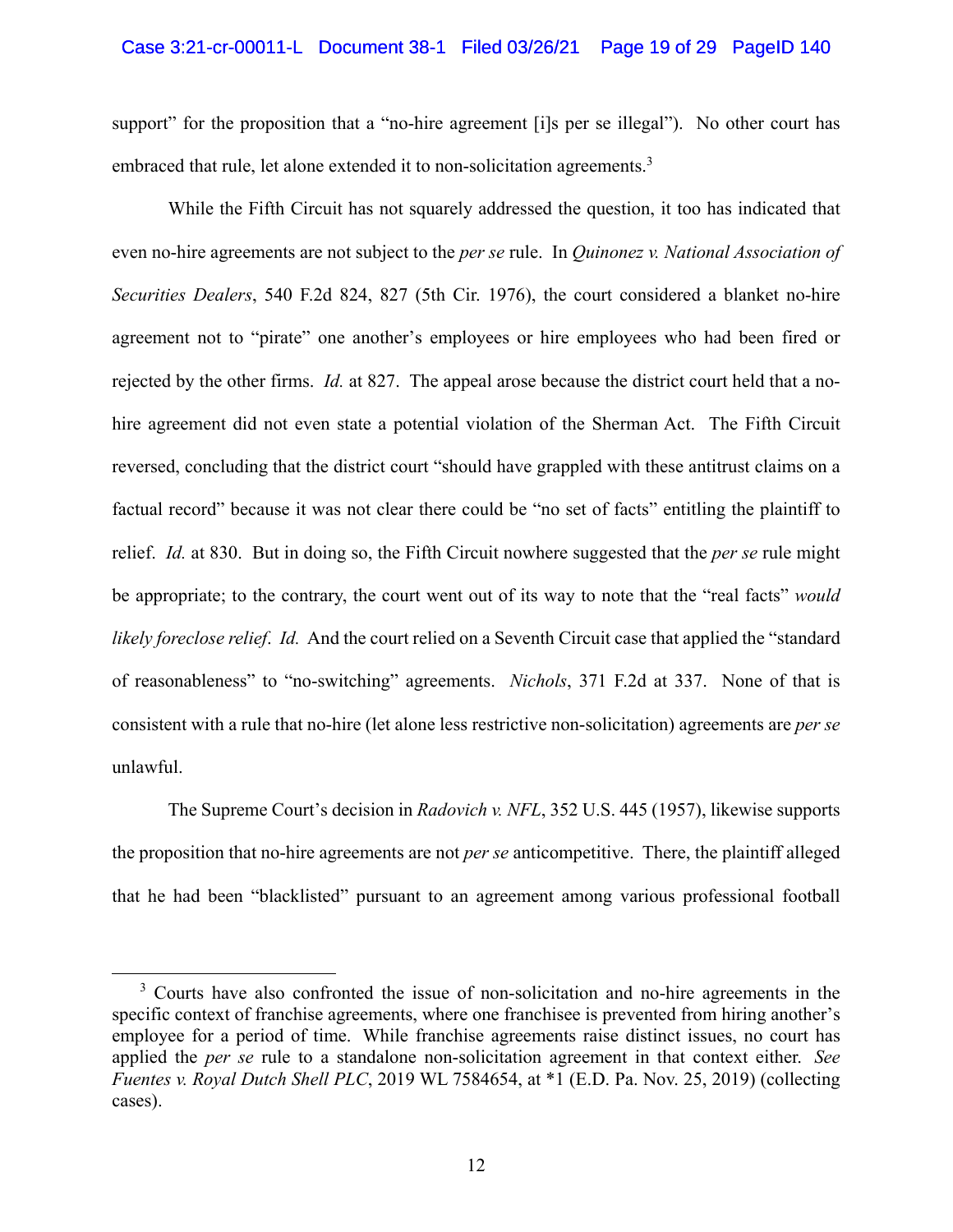support" for the proposition that a "no-hire agreement [i]s per se illegal"). No other court has embraced that rule, let alone extended it to non-solicitation agreements.[3]

While the Fifth Circuit has not squarely addressed the question, it too has indicated that even no-hire agreements are not subject to the *per se* rule. In *Quinonez v. National Association of Securities Dealers*, 540 F.2d 824, 827 (5th Cir. 1976), the court considered a blanket no-hire agreement not to "pirate" one another's employees or hire employees who had been fired or rejected by the other firms. *Id.* at 827. The appeal arose because the district court held that a no-hire agreement did not even state a potential violation of the Sherman Act. The Fifth Circuit reversed, concluding that the district court "should have grappled with these antitrust claims on a factual record" because it was not clear there could be "no set of facts" entitling the plaintiff to relief. *Id.* at 830. But in doing so, the Fifth Circuit nowhere suggested that the *per se* rule might be appropriate; to the contrary, the court went out of its way to note that the "real facts" *would likely foreclose relief*. *Id.* And the court relied on a Seventh Circuit case that applied the "standard of reasonableness" to "no-switching" agreements. *Nichols*, 371 F.2d at 337. None of that is consistent with a rule that no-hire (let alone less restrictive non-solicitation) agreements are *per se* unlawful.

The Supreme Court's decision in *Radovich v. NFL*, 352 U.S. 445 (1957), likewise supports the proposition that no-hire agreements are not *per se* anticompetitive. There, the plaintiff alleged that he had been "blacklisted" pursuant to an agreement among various professional football

[3] Courts have also confronted the issue of non-solicitation and no-hire agreements in the specific context of franchise agreements, where one franchisee is prevented from hiring another's employee for a period of time. While franchise agreements raise distinct issues, no court has applied the *per se* rule to a standalone non-solicitation agreement in that context either. *See Fuentes v. Royal Dutch Shell PLC*, 2019 WL 7584654, at *1 (E.D. Pa. Nov. 25, 2019) (collecting cases).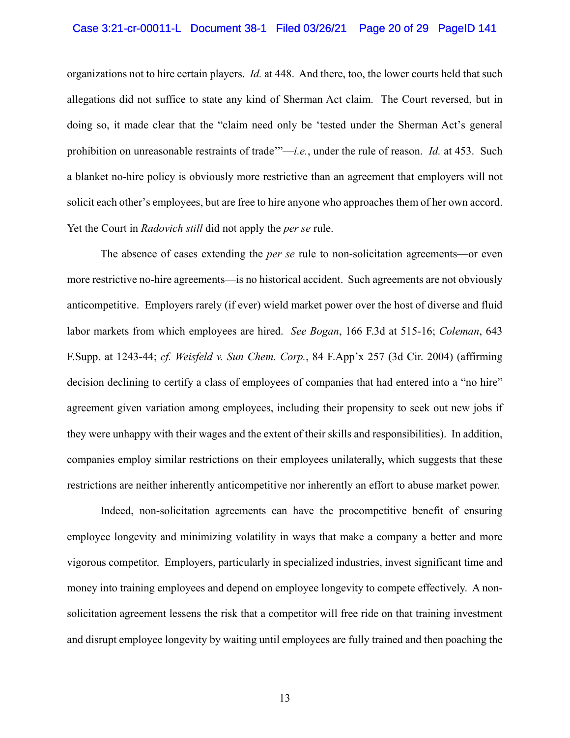organizations not to hire certain players. *Id.* at 448. And there, too, the lower courts held that such allegations did not suffice to state any kind of Sherman Act claim. The Court reversed, but in doing so, it made clear that the "claim need only be 'tested under the Sherman Act's general prohibition on unreasonable restraints of trade'"—*i.e.*, under the rule of reason. *Id.* at 453. Such a blanket no-hire policy is obviously more restrictive than an agreement that employers will not solicit each other's employees, but are free to hire anyone who approaches them of her own accord. Yet the Court in *Radovich still* did not apply the *per se* rule.

The absence of cases extending the *per se* rule to non-solicitation agreements—or even more restrictive no-hire agreements—is no historical accident. Such agreements are not obviously anticompetitive. Employers rarely (if ever) wield market power over the host of diverse and fluid labor markets from which employees are hired. *See Bogan*, 166 F.3d at 515-16; *Coleman*, 643 F.Supp. at 1243-44; *cf. Weisfeld v. Sun Chem. Corp.*, 84 F.App'x 257 (3d Cir. 2004) (affirming decision declining to certify a class of employees of companies that had entered into a "no hire" agreement given variation among employees, including their propensity to seek out new jobs if they were unhappy with their wages and the extent of their skills and responsibilities). In addition, companies employ similar restrictions on their employees unilaterally, which suggests that these restrictions are neither inherently anticompetitive nor inherently an effort to abuse market power.

Indeed, non-solicitation agreements can have the procompetitive benefit of ensuring employee longevity and minimizing volatility in ways that make a company a better and more vigorous competitor. Employers, particularly in specialized industries, invest significant time and money into training employees and depend on employee longevity to compete effectively. A non-solicitation agreement lessens the risk that a competitor will free ride on that training investment and disrupt employee longevity by waiting until employees are fully trained and then poaching the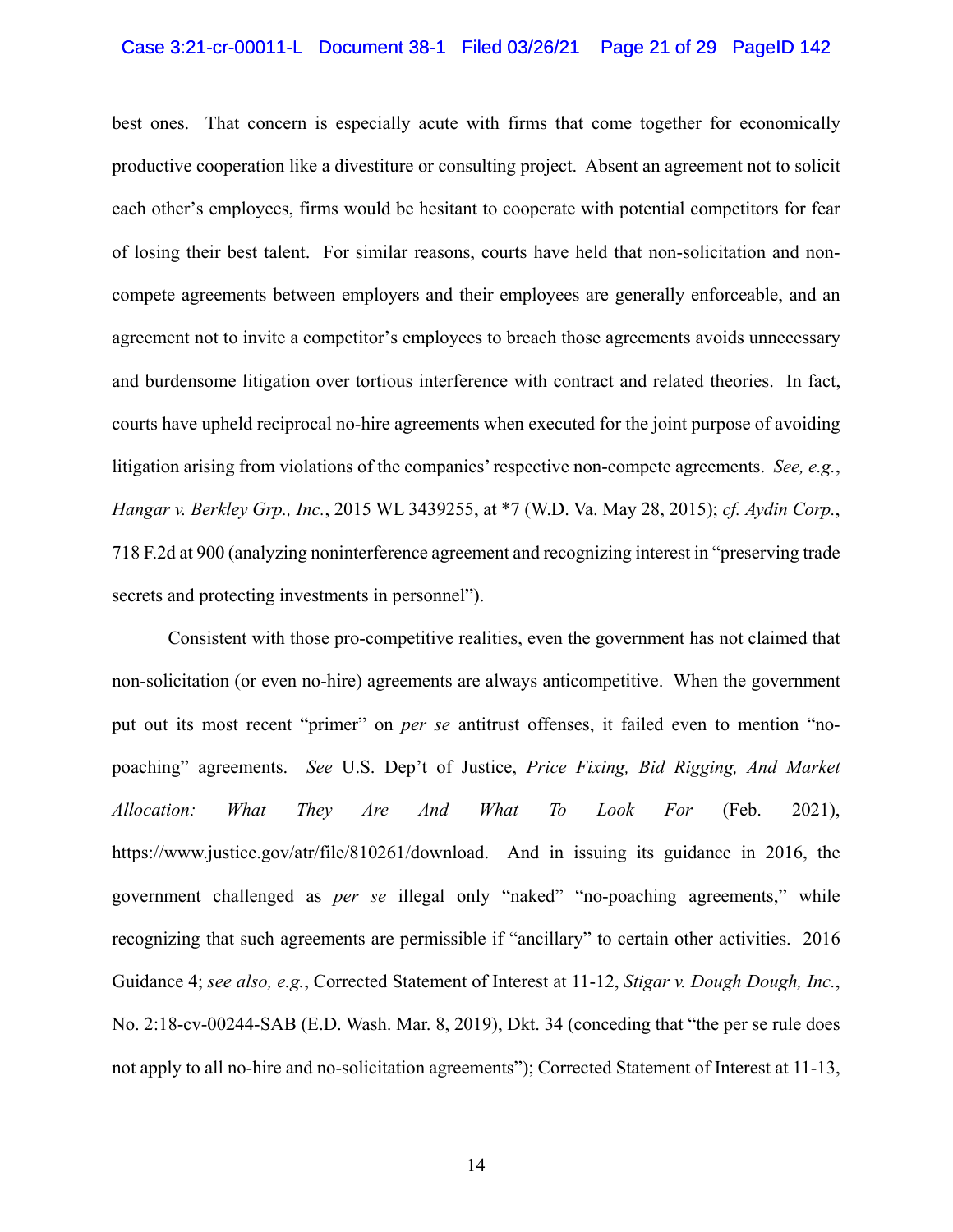best ones. That concern is especially acute with firms that come together for economically productive cooperation like a divestiture or consulting project. Absent an agreement not to solicit each other's employees, firms would be hesitant to cooperate with potential competitors for fear of losing their best talent. For similar reasons, courts have held that non-solicitation and non-compete agreements between employers and their employees are generally enforceable, and an agreement not to invite a competitor's employees to breach those agreements avoids unnecessary and burdensome litigation over tortious interference with contract and related theories. In fact, courts have upheld reciprocal no-hire agreements when executed for the joint purpose of avoiding litigation arising from violations of the companies' respective non-compete agreements. *See, e.g.*, *Hangar v. Berkley Grp., Inc.*, 2015 WL 3439255, at *7 (W.D. Va. May 28, 2015); *cf. Aydin Corp.*, 718 F.2d at 900 (analyzing noninterference agreement and recognizing interest in "preserving trade secrets and protecting investments in personnel").

Consistent with those pro-competitive realities, even the government has not claimed that non-solicitation (or even no-hire) agreements are always anticompetitive. When the government put out its most recent "primer" on *per se* antitrust offenses, it failed even to mention "no-poaching" agreements. *See* U.S. Dep't of Justice, *Price Fixing, Bid Rigging, And Market Allocation: What They Are And What To Look For* (Feb. 2021), https://www.justice.gov/atr/file/810261/download. And in issuing its guidance in 2016, the government challenged as *per se* illegal only "naked" "no-poaching agreements," while recognizing that such agreements are permissible if "ancillary" to certain other activities. 2016 Guidance 4; *see also, e.g.*, Corrected Statement of Interest at 11-12, *Stigar v. Dough Dough, Inc.*, No. 2:18-cv-00244-SAB (E.D. Wash. Mar. 8, 2019), Dkt. 34 (conceding that "the per se rule does not apply to all no-hire and no-solicitation agreements"); Corrected Statement of Interest at 11-13,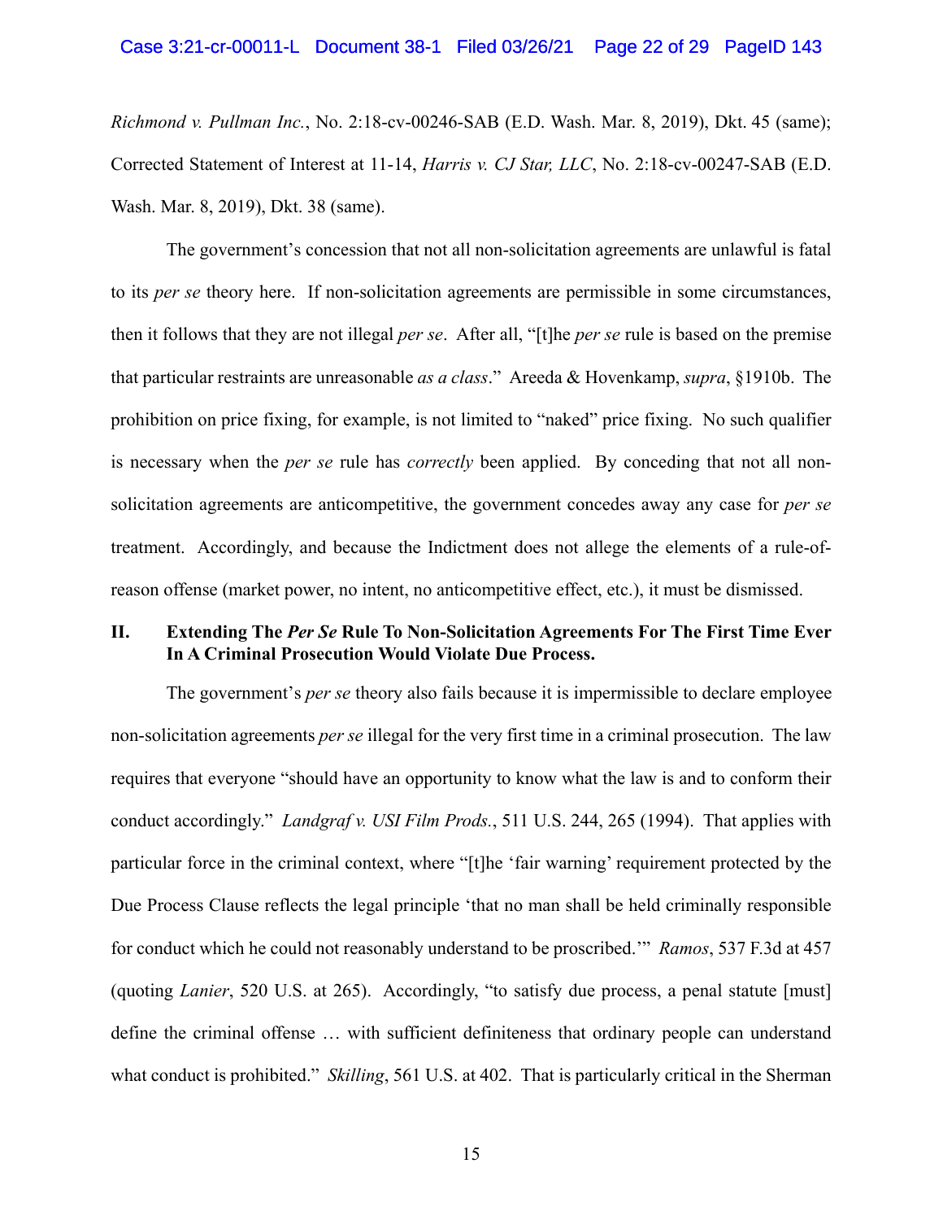*Richmond v. Pullman Inc.*, No. 2:18-cv-00246-SAB (E.D. Wash. Mar. 8, 2019), Dkt. 45 (same); Corrected Statement of Interest at 11-14, *Harris v. CJ Star, LLC*, No. 2:18-cv-00247-SAB (E.D. Wash. Mar. 8, 2019), Dkt. 38 (same).

The government's concession that not all non-solicitation agreements are unlawful is fatal to its *per se* theory here. If non-solicitation agreements are permissible in some circumstances, then it follows that they are not illegal *per se*. After all, "[t]he *per se* rule is based on the premise that particular restraints are unreasonable *as a class*." Areeda & Hovenkamp, *supra*, §1910b. The prohibition on price fixing, for example, is not limited to "naked" price fixing. No such qualifier is necessary when the *per se* rule has *correctly* been applied. By conceding that not all non-solicitation agreements are anticompetitive, the government concedes away any case for *per se* treatment. Accordingly, and because the Indictment does not allege the elements of a rule-of-reason offense (market power, no intent, no anticompetitive effect, etc.), it must be dismissed.

## II. Extending The *Per Se* Rule To Non-Solicitation Agreements For The First Time Ever In A Criminal Prosecution Would Violate Due Process.

The government's *per se* theory also fails because it is impermissible to declare employee non-solicitation agreements *per se* illegal for the very first time in a criminal prosecution. The law requires that everyone "should have an opportunity to know what the law is and to conform their conduct accordingly." *Landgraf v. USI Film Prods.*, 511 U.S. 244, 265 (1994). That applies with particular force in the criminal context, where "[t]he 'fair warning' requirement protected by the Due Process Clause reflects the legal principle 'that no man shall be held criminally responsible for conduct which he could not reasonably understand to be proscribed.'" *Ramos*, 537 F.3d at 457 (quoting *Lanier*, 520 U.S. at 265). Accordingly, "to satisfy due process, a penal statute [must] define the criminal offense … with sufficient definiteness that ordinary people can understand what conduct is prohibited." *Skilling*, 561 U.S. at 402. That is particularly critical in the Sherman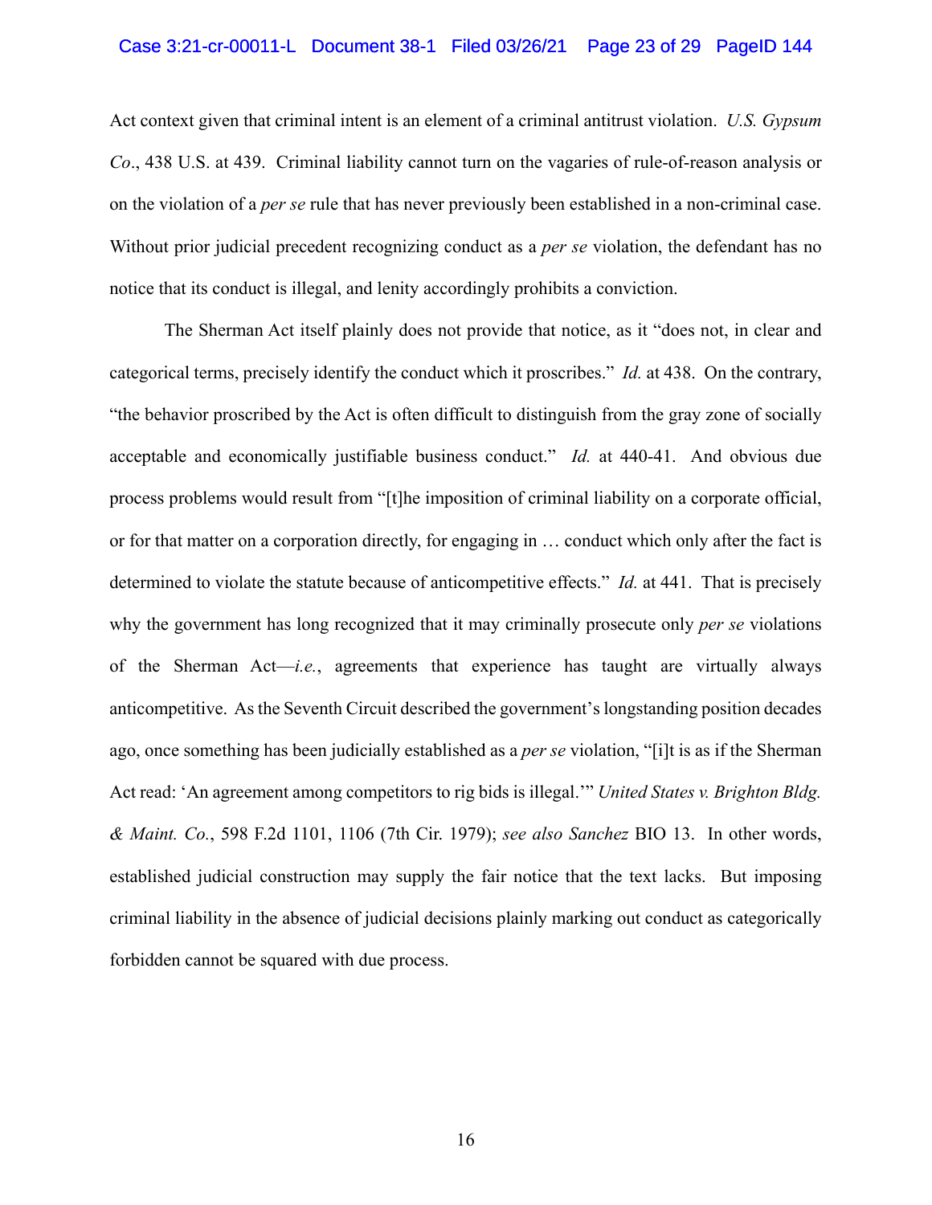Act context given that criminal intent is an element of a criminal antitrust violation. *U.S. Gypsum Co*., 438 U.S. at 439. Criminal liability cannot turn on the vagaries of rule-of-reason analysis or on the violation of a *per se* rule that has never previously been established in a non-criminal case. Without prior judicial precedent recognizing conduct as a *per se* violation, the defendant has no notice that its conduct is illegal, and lenity accordingly prohibits a conviction.

The Sherman Act itself plainly does not provide that notice, as it "does not, in clear and categorical terms, precisely identify the conduct which it proscribes." *Id.* at 438. On the contrary, "the behavior proscribed by the Act is often difficult to distinguish from the gray zone of socially acceptable and economically justifiable business conduct." *Id.* at 440-41. And obvious due process problems would result from "[t]he imposition of criminal liability on a corporate official, or for that matter on a corporation directly, for engaging in … conduct which only after the fact is determined to violate the statute because of anticompetitive effects." *Id.* at 441. That is precisely why the government has long recognized that it may criminally prosecute only *per se* violations of the Sherman Act—*i.e.*, agreements that experience has taught are virtually always anticompetitive. As the Seventh Circuit described the government's longstanding position decades ago, once something has been judicially established as a *per se* violation, "[i]t is as if the Sherman Act read: 'An agreement among competitors to rig bids is illegal.'" *United States v. Brighton Bldg. & Maint. Co.*, 598 F.2d 1101, 1106 (7th Cir. 1979); *see also Sanchez* BIO 13. In other words, established judicial construction may supply the fair notice that the text lacks. But imposing criminal liability in the absence of judicial decisions plainly marking out conduct as categorically forbidden cannot be squared with due process.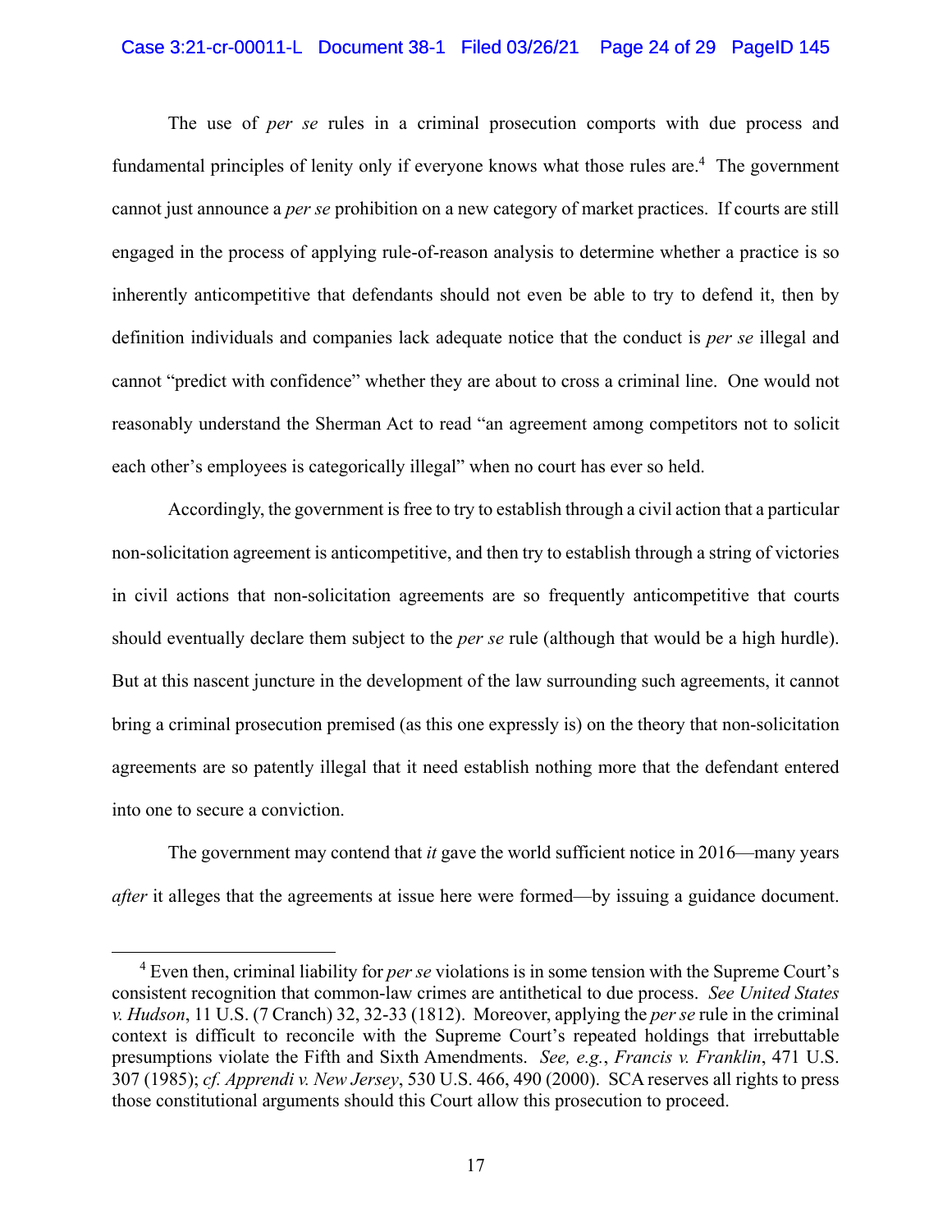The use of *per se* rules in a criminal prosecution comports with due process and fundamental principles of lenity only if everyone knows what those rules are.[4] The government cannot just announce a *per se* prohibition on a new category of market practices. If courts are still engaged in the process of applying rule-of-reason analysis to determine whether a practice is so inherently anticompetitive that defendants should not even be able to try to defend it, then by definition individuals and companies lack adequate notice that the conduct is *per se* illegal and cannot "predict with confidence" whether they are about to cross a criminal line. One would not reasonably understand the Sherman Act to read "an agreement among competitors not to solicit each other's employees is categorically illegal" when no court has ever so held.

Accordingly, the government is free to try to establish through a civil action that a particular non-solicitation agreement is anticompetitive, and then try to establish through a string of victories in civil actions that non-solicitation agreements are so frequently anticompetitive that courts should eventually declare them subject to the *per se* rule (although that would be a high hurdle). But at this nascent juncture in the development of the law surrounding such agreements, it cannot bring a criminal prosecution premised (as this one expressly is) on the theory that non-solicitation agreements are so patently illegal that it need establish nothing more that the defendant entered into one to secure a conviction.

The government may contend that *it* gave the world sufficient notice in 2016—many years *after* it alleges that the agreements at issue here were formed—by issuing a guidance document.

[4] Even then, criminal liability for *per se* violations is in some tension with the Supreme Court's consistent recognition that common-law crimes are antithetical to due process. *See United States v. Hudson*, 11 U.S. (7 Cranch) 32, 32-33 (1812). Moreover, applying the *per se* rule in the criminal context is difficult to reconcile with the Supreme Court's repeated holdings that irrebuttable presumptions violate the Fifth and Sixth Amendments. *See, e.g.*, *Francis v. Franklin*, 471 U.S. 307 (1985); *cf. Apprendi v. New Jersey*, 530 U.S. 466, 490 (2000). SCA reserves all rights to press those constitutional arguments should this Court allow this prosecution to proceed.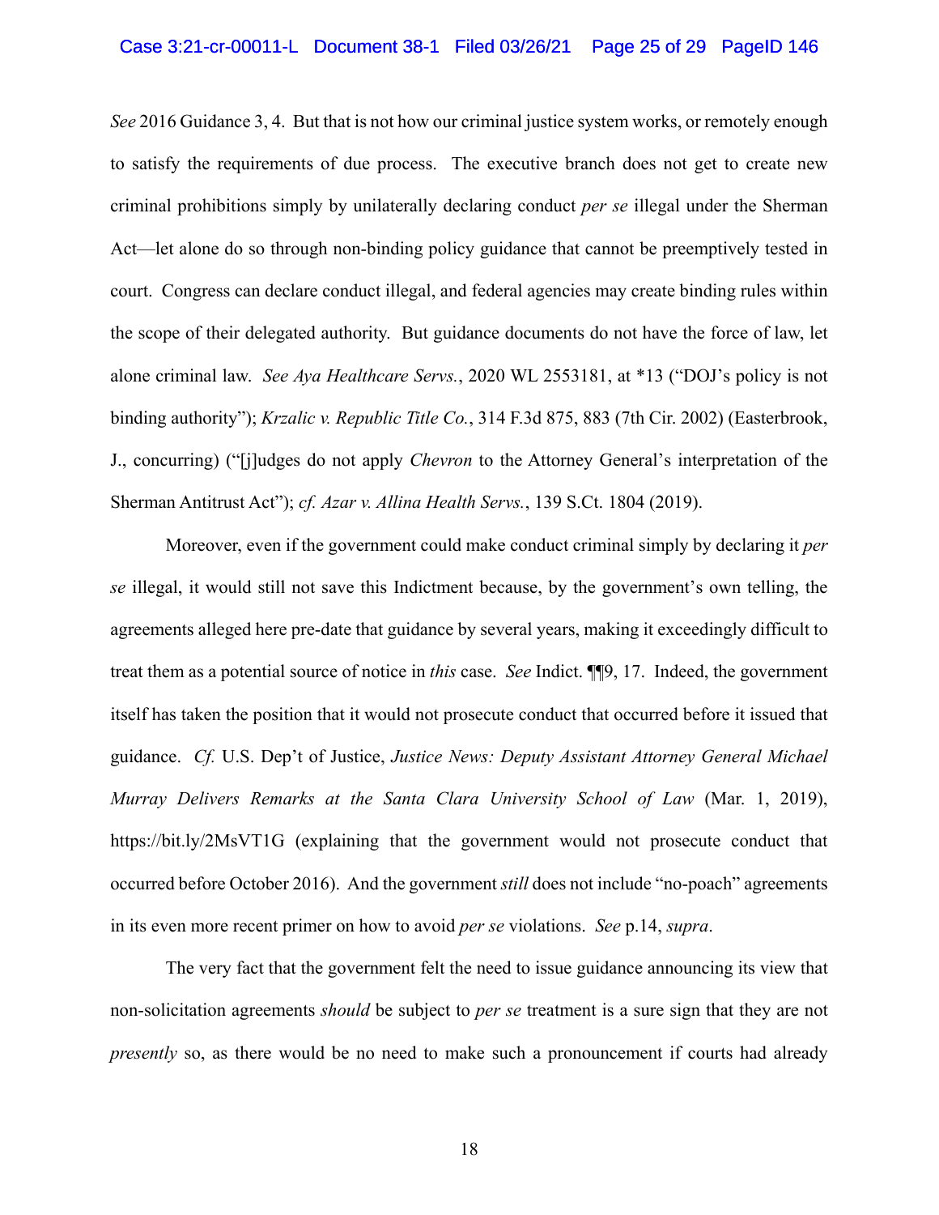*See* 2016 Guidance 3, 4. But that is not how our criminal justice system works, or remotely enough to satisfy the requirements of due process. The executive branch does not get to create new criminal prohibitions simply by unilaterally declaring conduct *per se* illegal under the Sherman Act—let alone do so through non-binding policy guidance that cannot be preemptively tested in court. Congress can declare conduct illegal, and federal agencies may create binding rules within the scope of their delegated authority. But guidance documents do not have the force of law, let alone criminal law. *See Aya Healthcare Servs.*, 2020 WL 2553181, at *13 ("DOJ's policy is not binding authority"); *Krzalic v. Republic Title Co.*, 314 F.3d 875, 883 (7th Cir. 2002) (Easterbrook, J., concurring) ("[j]udges do not apply *Chevron* to the Attorney General's interpretation of the Sherman Antitrust Act"); *cf. Azar v. Allina Health Servs.*, 139 S.Ct. 1804 (2019).

Moreover, even if the government could make conduct criminal simply by declaring it *per se* illegal, it would still not save this Indictment because, by the government's own telling, the agreements alleged here pre-date that guidance by several years, making it exceedingly difficult to treat them as a potential source of notice in *this* case. *See* Indict. ¶¶9, 17. Indeed, the government itself has taken the position that it would not prosecute conduct that occurred before it issued that guidance. *Cf.* U.S. Dep't of Justice, *Justice News: Deputy Assistant Attorney General Michael Murray Delivers Remarks at the Santa Clara University School of Law* (Mar. 1, 2019), https://bit.ly/2MsVT1G (explaining that the government would not prosecute conduct that occurred before October 2016). And the government *still* does not include "no-poach" agreements in its even more recent primer on how to avoid *per se* violations. *See* p.14, *supra*.

The very fact that the government felt the need to issue guidance announcing its view that non-solicitation agreements *should* be subject to *per se* treatment is a sure sign that they are not *presently* so, as there would be no need to make such a pronouncement if courts had already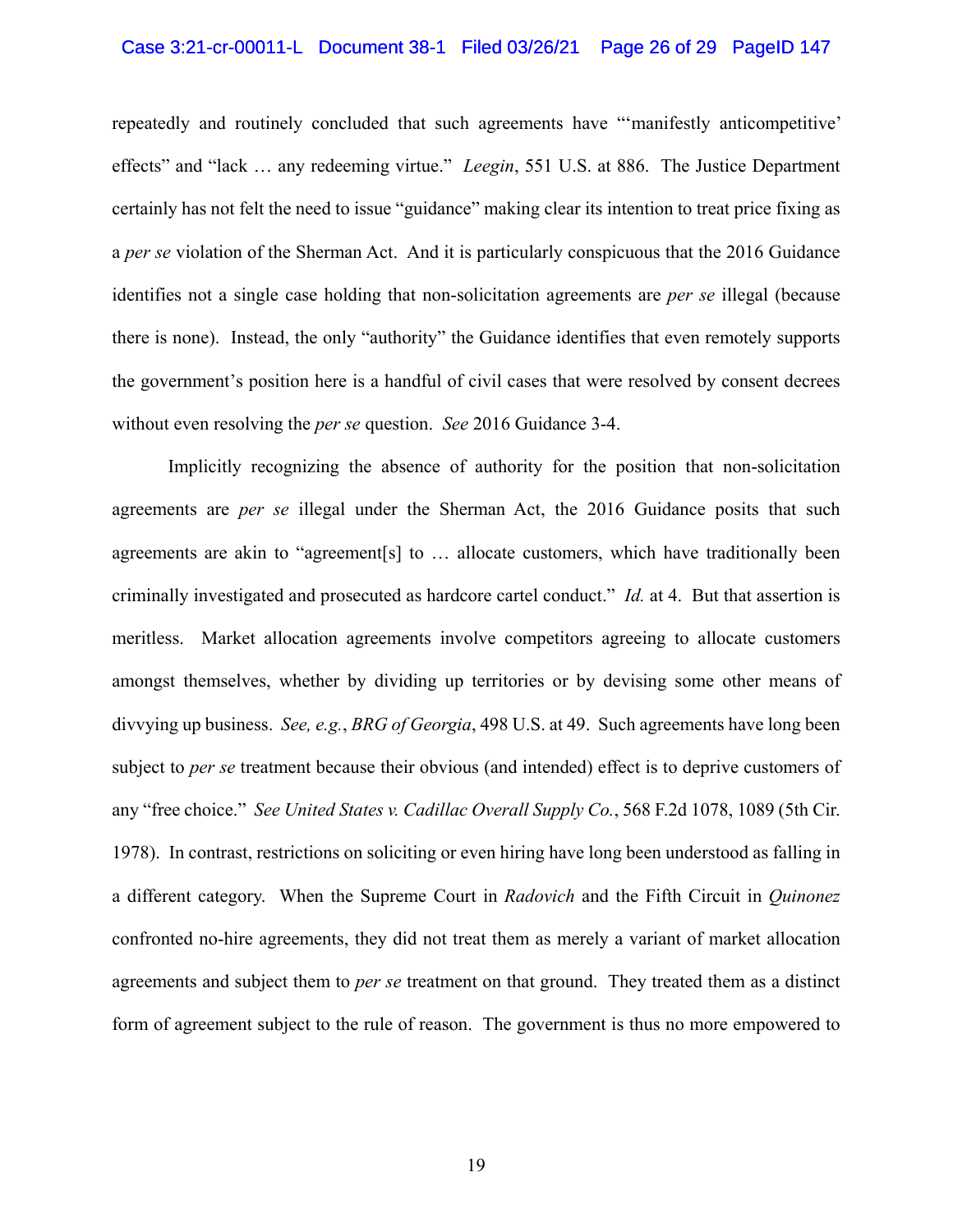repeatedly and routinely concluded that such agreements have "'manifestly anticompetitive' effects" and "lack … any redeeming virtue." *Leegin*, 551 U.S. at 886. The Justice Department certainly has not felt the need to issue "guidance" making clear its intention to treat price fixing as a *per se* violation of the Sherman Act. And it is particularly conspicuous that the 2016 Guidance identifies not a single case holding that non-solicitation agreements are *per se* illegal (because there is none). Instead, the only "authority" the Guidance identifies that even remotely supports the government's position here is a handful of civil cases that were resolved by consent decrees without even resolving the *per se* question. *See* 2016 Guidance 3-4.

Implicitly recognizing the absence of authority for the position that non-solicitation agreements are *per se* illegal under the Sherman Act, the 2016 Guidance posits that such agreements are akin to "agreement[s] to … allocate customers, which have traditionally been criminally investigated and prosecuted as hardcore cartel conduct." *Id.* at 4. But that assertion is meritless. Market allocation agreements involve competitors agreeing to allocate customers amongst themselves, whether by dividing up territories or by devising some other means of divvying up business. *See, e.g.*, *BRG of Georgia*, 498 U.S. at 49. Such agreements have long been subject to *per se* treatment because their obvious (and intended) effect is to deprive customers of any "free choice." *See United States v. Cadillac Overall Supply Co.*, 568 F.2d 1078, 1089 (5th Cir. 1978). In contrast, restrictions on soliciting or even hiring have long been understood as falling in a different category. When the Supreme Court in *Radovich* and the Fifth Circuit in *Quinonez* confronted no-hire agreements, they did not treat them as merely a variant of market allocation agreements and subject them to *per se* treatment on that ground. They treated them as a distinct form of agreement subject to the rule of reason. The government is thus no more empowered to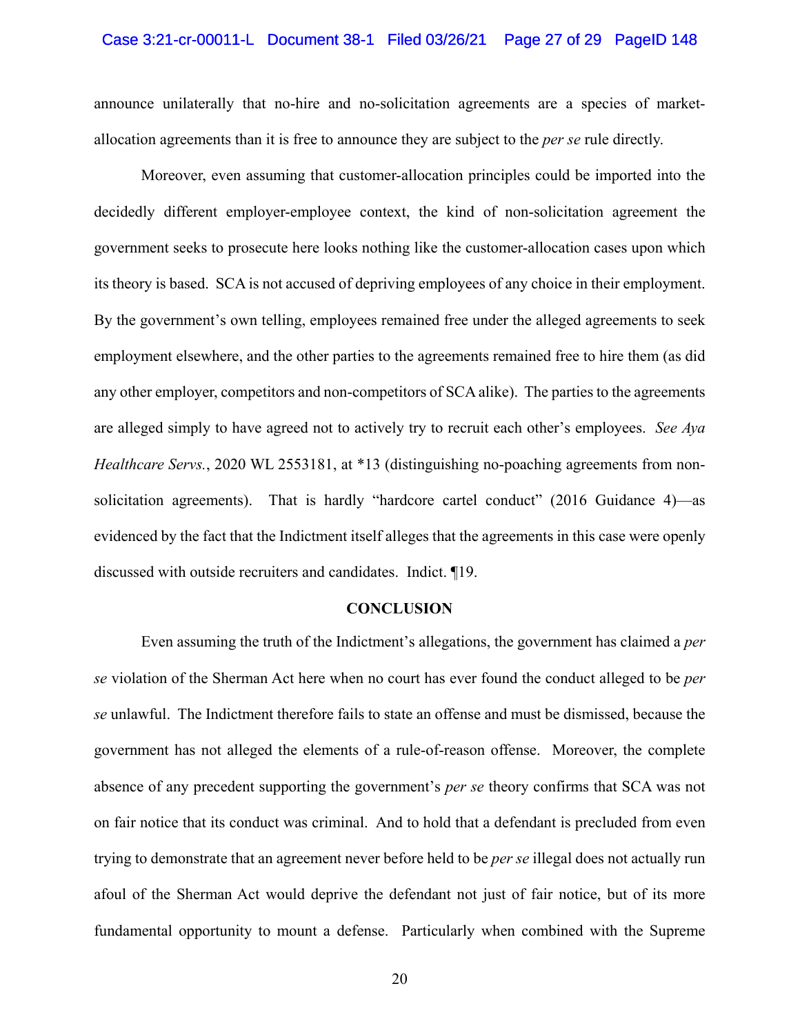announce unilaterally that no-hire and no-solicitation agreements are a species of market-allocation agreements than it is free to announce they are subject to the *per se* rule directly.

Moreover, even assuming that customer-allocation principles could be imported into the decidedly different employer-employee context, the kind of non-solicitation agreement the government seeks to prosecute here looks nothing like the customer-allocation cases upon which its theory is based. SCA is not accused of depriving employees of any choice in their employment. By the government's own telling, employees remained free under the alleged agreements to seek employment elsewhere, and the other parties to the agreements remained free to hire them (as did any other employer, competitors and non-competitors of SCA alike). The parties to the agreements are alleged simply to have agreed not to actively try to recruit each other's employees. *See Aya Healthcare Servs.*, 2020 WL 2553181, at *13 (distinguishing no-poaching agreements from non-solicitation agreements). That is hardly "hardcore cartel conduct" (2016 Guidance 4)—as evidenced by the fact that the Indictment itself alleges that the agreements in this case were openly discussed with outside recruiters and candidates. Indict. ¶19.

## CONCLUSION

Even assuming the truth of the Indictment's allegations, the government has claimed a *per se* violation of the Sherman Act here when no court has ever found the conduct alleged to be *per se* unlawful. The Indictment therefore fails to state an offense and must be dismissed, because the government has not alleged the elements of a rule-of-reason offense. Moreover, the complete absence of any precedent supporting the government's *per se* theory confirms that SCA was not on fair notice that its conduct was criminal. And to hold that a defendant is precluded from even trying to demonstrate that an agreement never before held to be *per se* illegal does not actually run afoul of the Sherman Act would deprive the defendant not just of fair notice, but of its more fundamental opportunity to mount a defense. Particularly when combined with the Supreme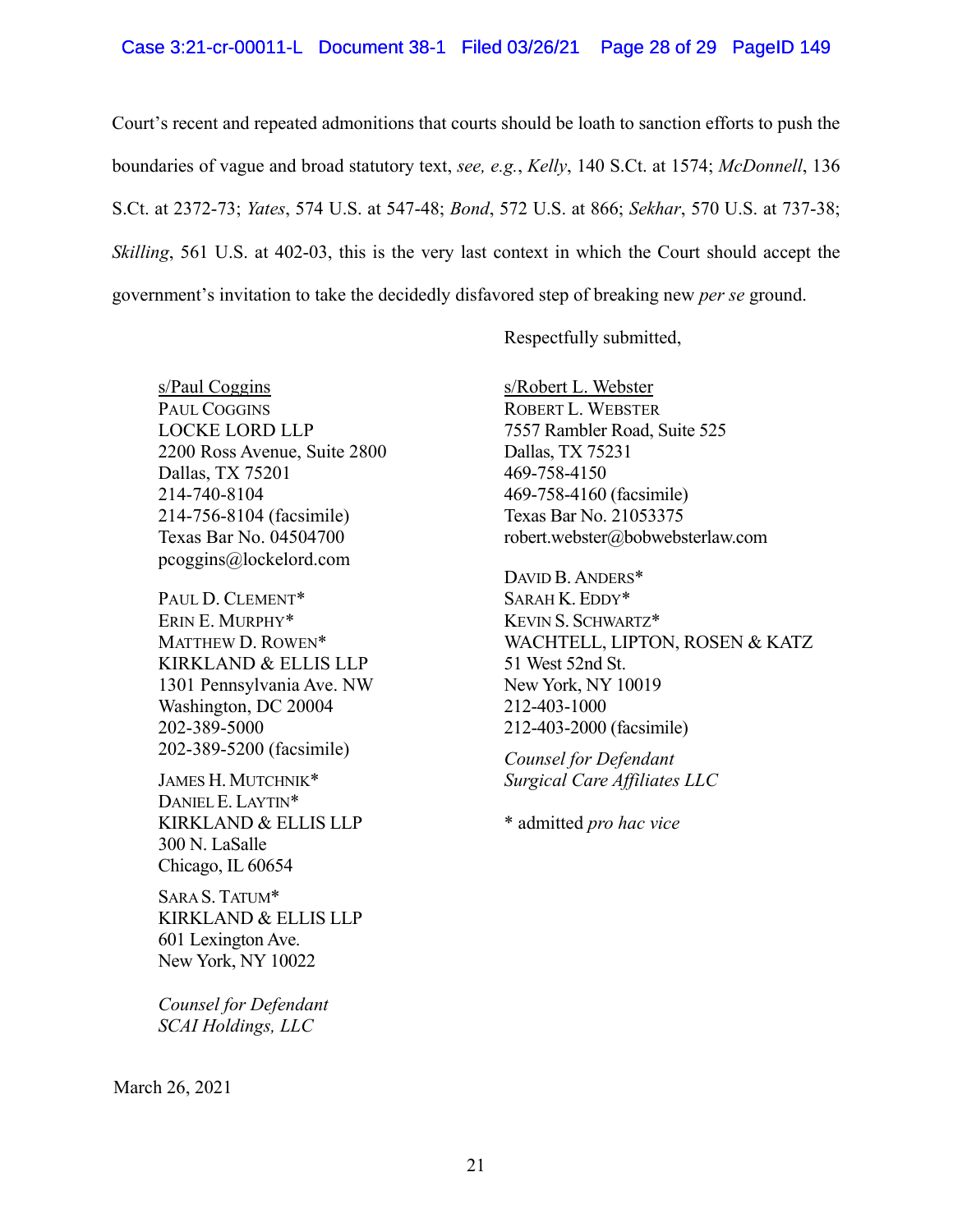Court's recent and repeated admonitions that courts should be loath to sanction efforts to push the boundaries of vague and broad statutory text, *see, e.g.*, *Kelly*, 140 S.Ct. at 1574; *McDonnell*, 136 S.Ct. at 2372-73; *Yates*, 574 U.S. at 547-48; *Bond*, 572 U.S. at 866; *Sekhar*, 570 U.S. at 737-38; *Skilling*, 561 U.S. at 402-03, this is the very last context in which the Court should accept the government's invitation to take the decidedly disfavored step of breaking new *per se* ground.

Respectfully submitted,

s/Paul Coggins
PAUL COGGINS
LOCKE LORD LLP
2200 Ross Avenue, Suite 2800
Dallas, TX 75201
214-740-8104
214-756-8104 (facsimile)
Texas Bar No. 04504700
pcoggins@lockelord.com

PAUL D. CLEMENT*
ERIN E. MURPHY*
MATTHEW D. ROWEN*
KIRKLAND & ELLIS LLP
1301 Pennsylvania Ave. NW
Washington, DC 20004
202-389-5000
202-389-5200 (facsimile)

JAMES H. MUTCHNIK*
DANIEL E. LAYTIN*
KIRKLAND & ELLIS LLP
300 N. LaSalle
Chicago, IL 60654

SARA S. TATUM*
KIRKLAND & ELLIS LLP
601 Lexington Ave.
New York, NY 10022

*Counsel for Defendant SCAI Holdings, LLC*

s/Robert L. Webster
ROBERT L. WEBSTER
7557 Rambler Road, Suite 525
Dallas, TX 75231
469-758-4150
469-758-4160 (facsimile)
Texas Bar No. 21053375
robert.webster@bobwebsterlaw.com

DAVID B. ANDERS*
SARAH K. EDDY*
KEVIN S. SCHWARTZ*
WACHTELL, LIPTON, ROSEN & KATZ
51 West 52nd St.
New York, NY 10019
212-403-1000
212-403-2000 (facsimile)

*Counsel for Defendant Surgical Care Affiliates LLC*

* admitted *pro hac vice*

March 26, 2021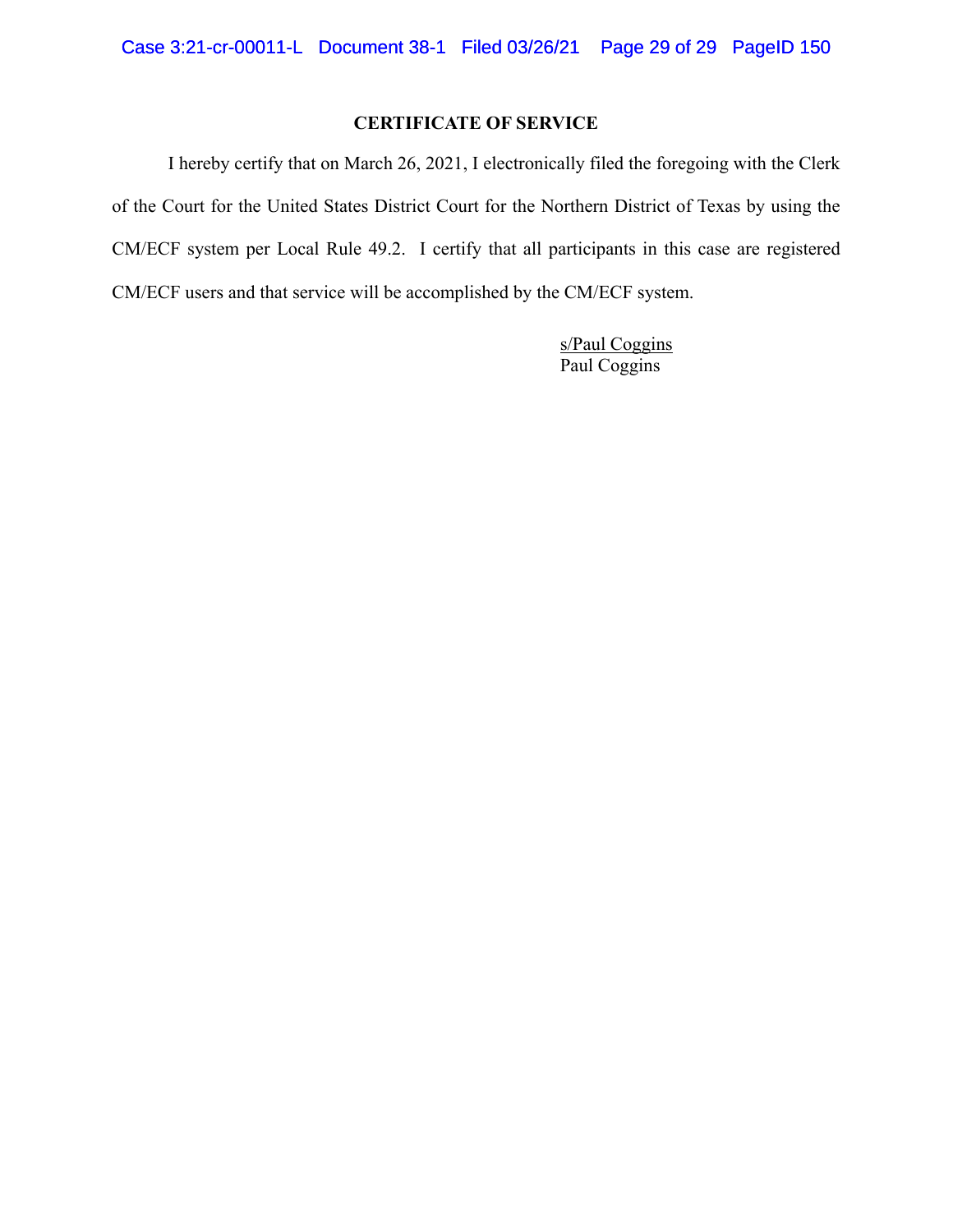**CERTIFICATE OF SERVICE**

I hereby certify that on March 26, 2021, I electronically filed the foregoing with the Clerk of the Court for the United States District Court for the Northern District of Texas by using the CM/ECF system per Local Rule 49.2. I certify that all participants in this case are registered CM/ECF users and that service will be accomplished by the CM/ECF system.

s/Paul Coggins
Paul Coggins